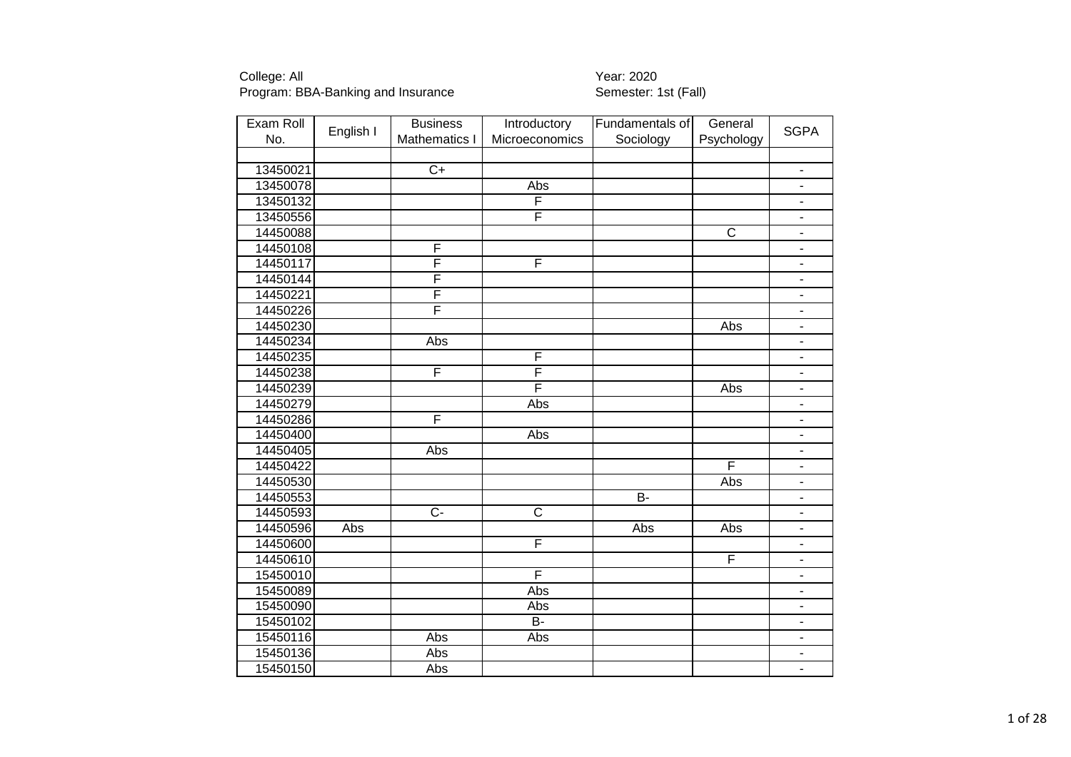College: All
Program: BBA-Banking and Insurance

Year: 2020
Semester: 1st (Fall)

| Exam Roll No. | English I | Business Mathematics I | Introductory Microeconomics | Fundamentals of Sociology | General Psychology | SGPA |
|---|---|---|---|---|---|---|
| | | | | | | |
| 13450021 | | C+ | | | | - |
| 13450078 | | | Abs | | | - |
| 13450132 | | | F | | | - |
| 13450556 | | | F | | | - |
| 14450088 | | | | | C | - |
| 14450108 | | F | | | | - |
| 14450117 | | F | F | | | - |
| 14450144 | | F | | | | - |
| 14450221 | | F | | | | - |
| 14450226 | | F | | | | - |
| 14450230 | | | | | Abs | - |
| 14450234 | | Abs | | | | - |
| 14450235 | | | F | | | - |
| 14450238 | | F | F | | | - |
| 14450239 | | | F | | Abs | - |
| 14450279 | | | Abs | | | - |
| 14450286 | | F | | | | - |
| 14450400 | | | Abs | | | - |
| 14450405 | | Abs | | | | - |
| 14450422 | | | | | F | - |
| 14450530 | | | | | Abs | - |
| 14450553 | | | | B- | | - |
| 14450593 | | C- | C | | | - |
| 14450596 | Abs | | | Abs | Abs | - |
| 14450600 | | | F | | | - |
| 14450610 | | | | | F | - |
| 15450010 | | | F | | | - |
| 15450089 | | | Abs | | | - |
| 15450090 | | | Abs | | | - |
| 15450102 | | | B- | | | - |
| 15450116 | | Abs | Abs | | | - |
| 15450136 | | Abs | | | | - |
| 15450150 | | Abs | | | | - |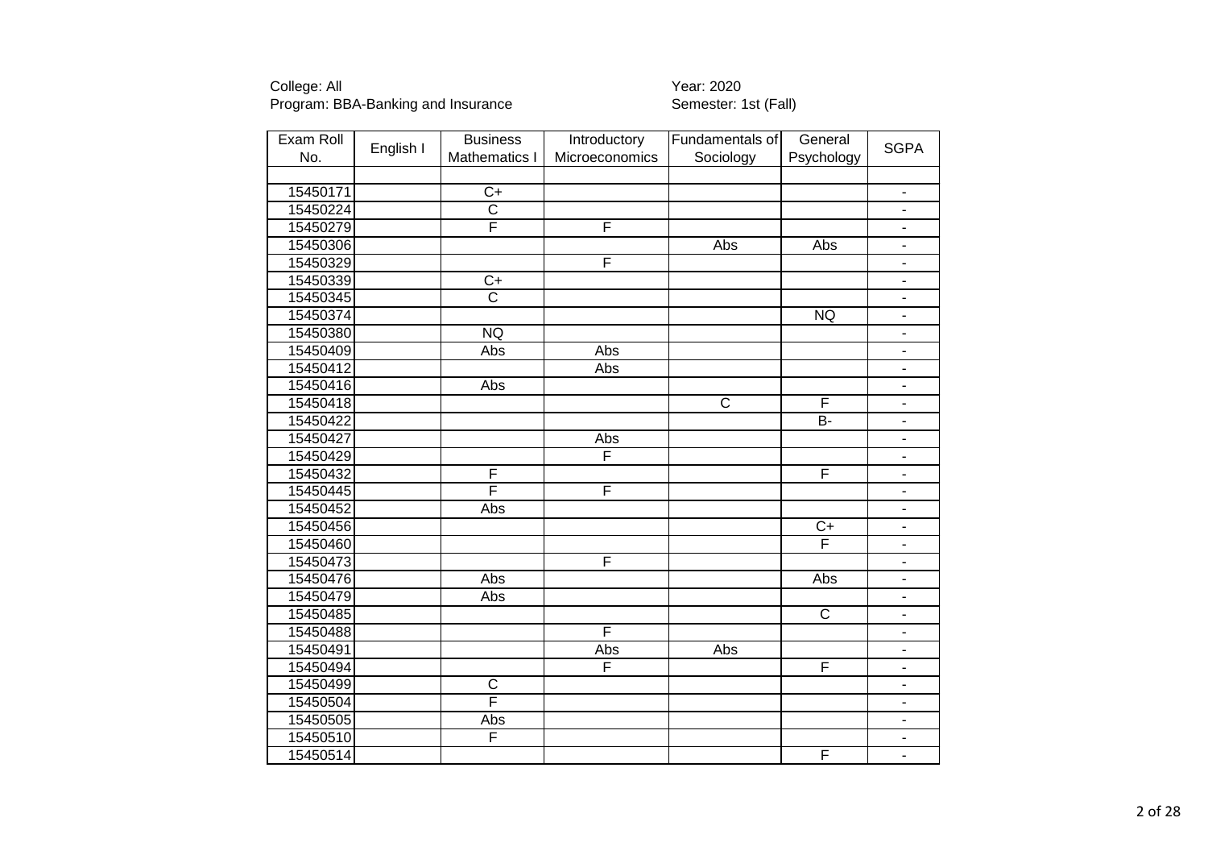College: All
Program: BBA-Banking and Insurance

Year: 2020
Semester: 1st (Fall)

| Exam Roll No. | English I | Business Mathematics I | Introductory Microeconomics | Fundamentals of Sociology | General Psychology | SGPA |
|---|---|---|---|---|---|---|
| | | | | | | |
| 15450171 | | C+ | | | | - |
| 15450224 | | C | | | | - |
| 15450279 | | F | F | | | - |
| 15450306 | | | | Abs | Abs | - |
| 15450329 | | | F | | | - |
| 15450339 | | C+ | | | | - |
| 15450345 | | C | | | | - |
| 15450374 | | | | | NQ | - |
| 15450380 | | NQ | | | | - |
| 15450409 | | Abs | Abs | | | - |
| 15450412 | | | Abs | | | - |
| 15450416 | | Abs | | | | - |
| 15450418 | | | | C | F | - |
| 15450422 | | | | | B- | - |
| 15450427 | | | Abs | | | - |
| 15450429 | | | F | | | - |
| 15450432 | | F | | | F | - |
| 15450445 | | F | F | | | - |
| 15450452 | | Abs | | | | - |
| 15450456 | | | | | C+ | - |
| 15450460 | | | | | F | - |
| 15450473 | | | F | | | - |
| 15450476 | | Abs | | | Abs | - |
| 15450479 | | Abs | | | | - |
| 15450485 | | | | | C | - |
| 15450488 | | | F | | | - |
| 15450491 | | | Abs | Abs | | - |
| 15450494 | | | F | | F | - |
| 15450499 | | C | | | | - |
| 15450504 | | F | | | | - |
| 15450505 | | Abs | | | | - |
| 15450510 | | F | | | | - |
| 15450514 | | | | | F | - |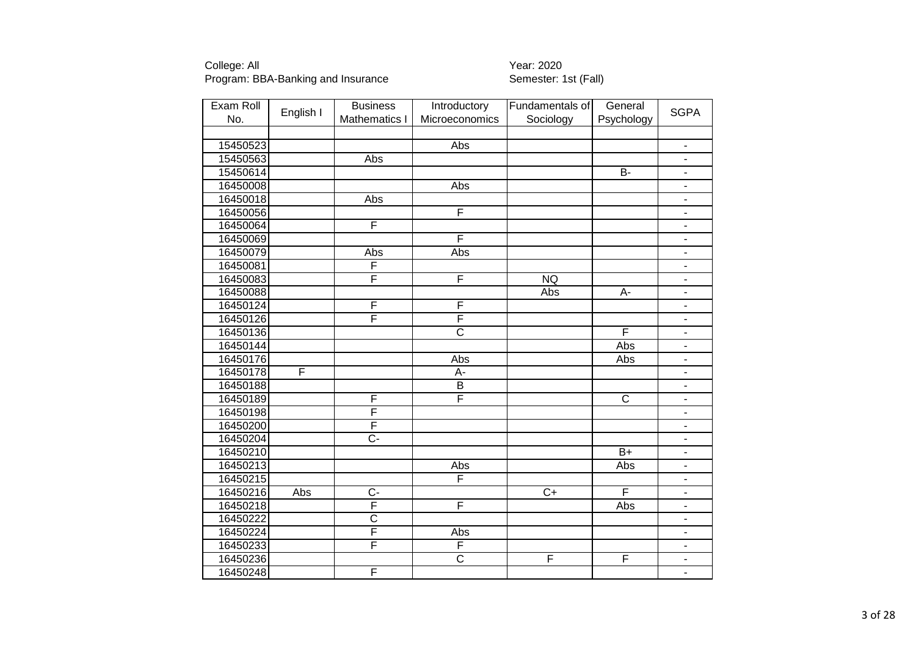College: All
Program: BBA-Banking and Insurance

Year: 2020
Semester: 1st (Fall)

| Exam Roll No. | English I | Business Mathematics I | Introductory Microeconomics | Fundamentals of Sociology | General Psychology | SGPA |
|---|---|---|---|---|---|---|
| | | | | | | |
| 15450523 | | | Abs | | | - |
| 15450563 | | Abs | | | | - |
| 15450614 | | | | | B- | - |
| 16450008 | | | Abs | | | - |
| 16450018 | | Abs | | | | - |
| 16450056 | | | F | | | - |
| 16450064 | | F | | | | - |
| 16450069 | | | F | | | - |
| 16450079 | | Abs | Abs | | | - |
| 16450081 | | F | | | | - |
| 16450083 | | F | F | NQ | | - |
| 16450088 | | | | Abs | A- | - |
| 16450124 | | F | F | | | - |
| 16450126 | | F | F | | | - |
| 16450136 | | | C | | F | - |
| 16450144 | | | | | Abs | - |
| 16450176 | | | Abs | | Abs | - |
| 16450178 | F | | A- | | | - |
| 16450188 | | | B | | | - |
| 16450189 | | F | F | | C | - |
| 16450198 | | F | | | | - |
| 16450200 | | F | | | | - |
| 16450204 | | C- | | | | - |
| 16450210 | | | | | B+ | - |
| 16450213 | | | Abs | | Abs | - |
| 16450215 | | | F | | | - |
| 16450216 | Abs | C- | | C+ | F | - |
| 16450218 | | F | F | | Abs | - |
| 16450222 | | C | | | | - |
| 16450224 | | F | Abs | | | - |
| 16450233 | | F | F | | | - |
| 16450236 | | | C | F | F | - |
| 16450248 | | F | | | | - |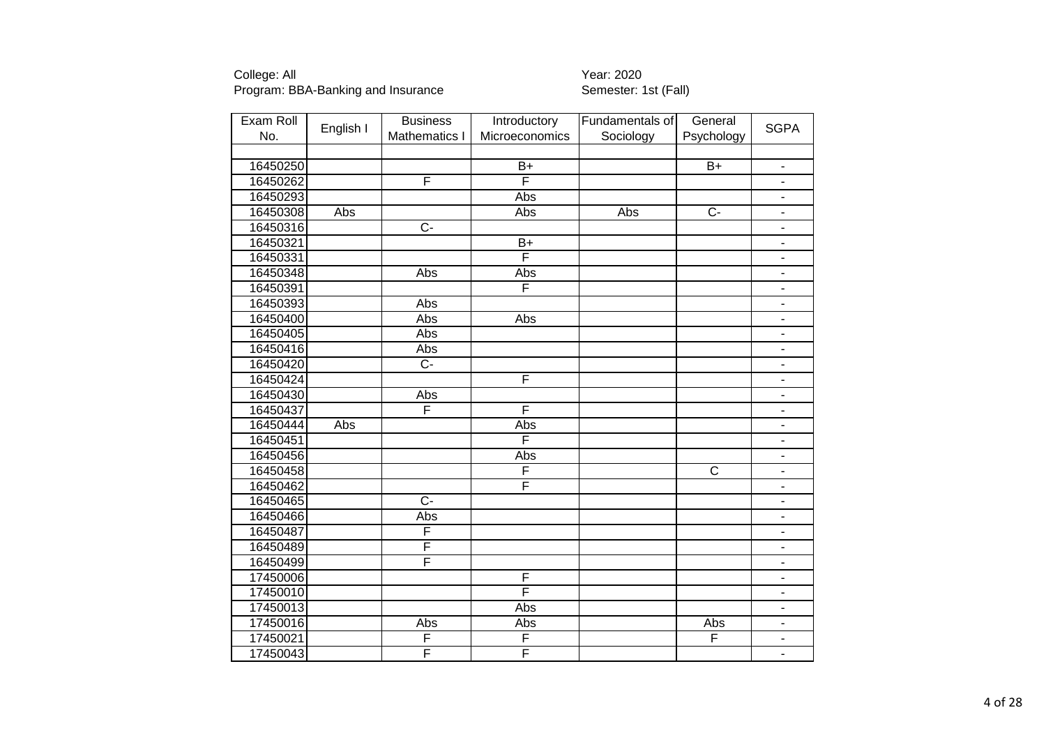College: All
Program: BBA-Banking and Insurance

Year: 2020
Semester: 1st (Fall)

| Exam Roll No. | English I | Business Mathematics I | Introductory Microeconomics | Fundamentals of Sociology | General Psychology | SGPA |
|---|---|---|---|---|---|---|
| | | | | | | |
| 16450250 | | | B+ | | B+ | - |
| 16450262 | | F | F | | | - |
| 16450293 | | | Abs | | | - |
| 16450308 | Abs | | Abs | Abs | C- | - |
| 16450316 | | C- | | | | - |
| 16450321 | | | B+ | | | - |
| 16450331 | | | F | | | - |
| 16450348 | | Abs | Abs | | | - |
| 16450391 | | | F | | | - |
| 16450393 | | Abs | | | | - |
| 16450400 | | Abs | Abs | | | - |
| 16450405 | | Abs | | | | - |
| 16450416 | | Abs | | | | - |
| 16450420 | | C- | | | | - |
| 16450424 | | | F | | | - |
| 16450430 | | Abs | | | | - |
| 16450437 | | F | F | | | - |
| 16450444 | Abs | | Abs | | | - |
| 16450451 | | | F | | | - |
| 16450456 | | | Abs | | | - |
| 16450458 | | | F | | C | - |
| 16450462 | | | F | | | - |
| 16450465 | | C- | | | | - |
| 16450466 | | Abs | | | | - |
| 16450487 | | F | | | | - |
| 16450489 | | F | | | | - |
| 16450499 | | F | | | | - |
| 17450006 | | | F | | | - |
| 17450010 | | | F | | | - |
| 17450013 | | | Abs | | | - |
| 17450016 | | Abs | Abs | | Abs | - |
| 17450021 | | F | F | | F | - |
| 17450043 | | F | F | | | - |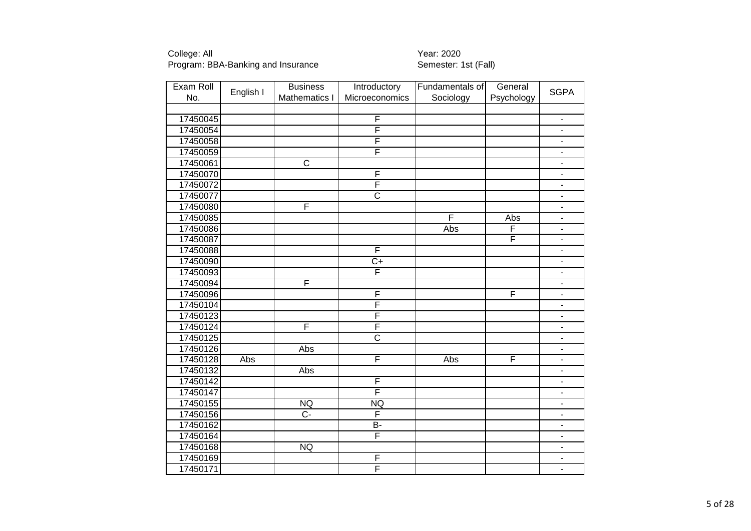College: All
Program: BBA-Banking and Insurance

Year: 2020
Semester: 1st (Fall)

| Exam Roll No. | English I | Business Mathematics I | Introductory Microeconomics | Fundamentals of Sociology | General Psychology | SGPA |
|---|---|---|---|---|---|---|
| | | | | | | |
| 17450045 | | | F | | | - |
| 17450054 | | | F | | | - |
| 17450058 | | | F | | | - |
| 17450059 | | | F | | | - |
| 17450061 | | C | | | | - |
| 17450070 | | | F | | | - |
| 17450072 | | | F | | | - |
| 17450077 | | | C | | | - |
| 17450080 | | F | | | | - |
| 17450085 | | | | F | Abs | - |
| 17450086 | | | | Abs | F | - |
| 17450087 | | | | | F | - |
| 17450088 | | | F | | | - |
| 17450090 | | | C+ | | | - |
| 17450093 | | | F | | | - |
| 17450094 | | F | | | | - |
| 17450096 | | | F | | F | - |
| 17450104 | | | F | | | - |
| 17450123 | | | F | | | - |
| 17450124 | | F | F | | | - |
| 17450125 | | | C | | | - |
| 17450126 | | Abs | | | | - |
| 17450128 | Abs | | F | Abs | F | - |
| 17450132 | | Abs | | | | - |
| 17450142 | | | F | | | - |
| 17450147 | | | F | | | - |
| 17450155 | | NQ | NQ | | | - |
| 17450156 | | C- | F | | | - |
| 17450162 | | | B- | | | - |
| 17450164 | | | F | | | - |
| 17450168 | | NQ | | | | - |
| 17450169 | | | F | | | - |
| 17450171 | | | F | | | - |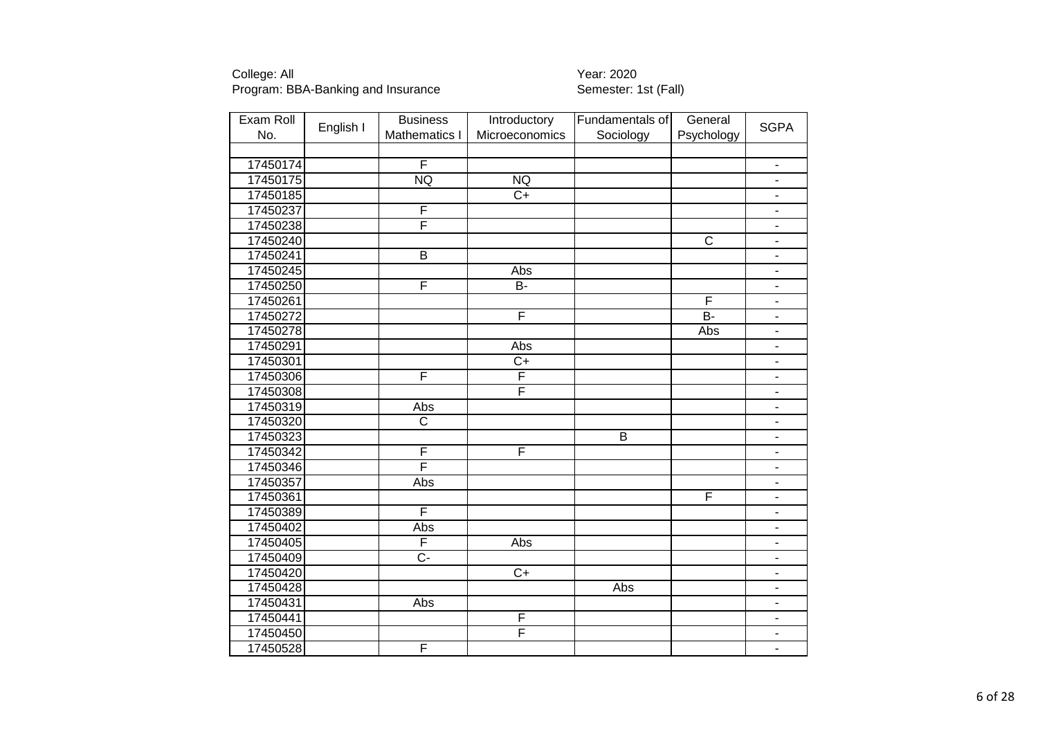College: All
Program: BBA-Banking and Insurance

Year: 2020
Semester: 1st (Fall)

| Exam Roll No. | English I | Business Mathematics I | Introductory Microeconomics | Fundamentals of Sociology | General Psychology | SGPA |
|---|---|---|---|---|---|---|
| | | | | | | |
| 17450174 | | F | | | | - |
| 17450175 | | NQ | NQ | | | - |
| 17450185 | | | C+ | | | - |
| 17450237 | | F | | | | - |
| 17450238 | | F | | | | - |
| 17450240 | | | | | C | - |
| 17450241 | | B | | | | - |
| 17450245 | | | Abs | | | - |
| 17450250 | | F | B- | | | - |
| 17450261 | | | | | F | - |
| 17450272 | | | F | | B- | - |
| 17450278 | | | | | Abs | - |
| 17450291 | | | Abs | | | - |
| 17450301 | | | C+ | | | - |
| 17450306 | | F | F | | | - |
| 17450308 | | | F | | | - |
| 17450319 | | Abs | | | | - |
| 17450320 | | C | | | | - |
| 17450323 | | | | B | | - |
| 17450342 | | F | F | | | - |
| 17450346 | | F | | | | - |
| 17450357 | | Abs | | | | - |
| 17450361 | | | | | F | - |
| 17450389 | | F | | | | - |
| 17450402 | | Abs | | | | - |
| 17450405 | | F | Abs | | | - |
| 17450409 | | C- | | | | - |
| 17450420 | | | C+ | | | - |
| 17450428 | | | | Abs | | - |
| 17450431 | | Abs | | | | - |
| 17450441 | | | F | | | - |
| 17450450 | | | F | | | - |
| 17450528 | | F | | | | - |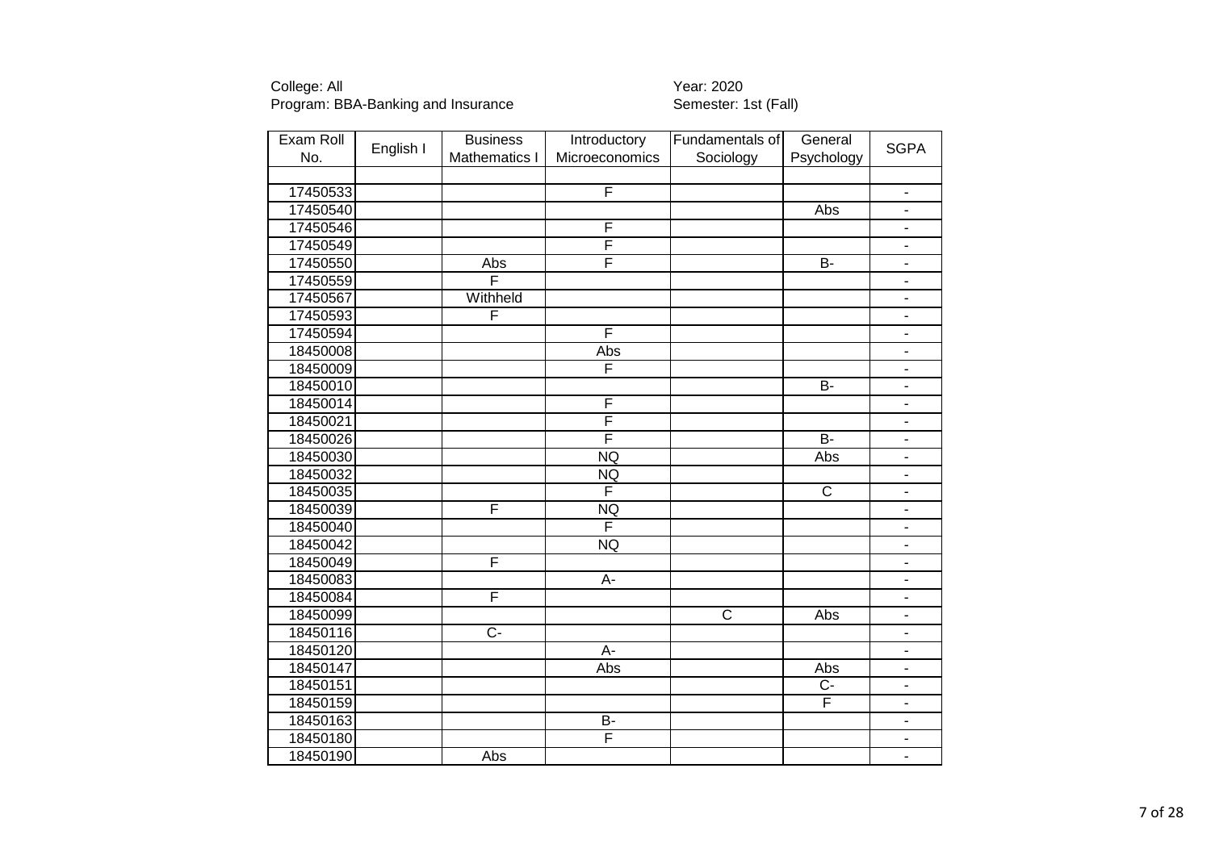College: All
Program: BBA-Banking and Insurance

Year: 2020
Semester: 1st (Fall)

| Exam Roll No. | English I | Business Mathematics I | Introductory Microeconomics | Fundamentals of Sociology | General Psychology | SGPA |
|---|---|---|---|---|---|---|
| | | | | | | |
| 17450533 | | | F | | | - |
| 17450540 | | | | | Abs | - |
| 17450546 | | | F | | | - |
| 17450549 | | | F | | | - |
| 17450550 | | Abs | F | | B- | - |
| 17450559 | | F | | | | - |
| 17450567 | | Withheld | | | | - |
| 17450593 | | F | | | | - |
| 17450594 | | | F | | | - |
| 18450008 | | | Abs | | | - |
| 18450009 | | | F | | | - |
| 18450010 | | | | | B- | - |
| 18450014 | | | F | | | - |
| 18450021 | | | F | | | - |
| 18450026 | | | F | | B- | - |
| 18450030 | | | NQ | | Abs | - |
| 18450032 | | | NQ | | | - |
| 18450035 | | | F | | C | - |
| 18450039 | | F | NQ | | | - |
| 18450040 | | | F | | | - |
| 18450042 | | | NQ | | | - |
| 18450049 | | F | | | | - |
| 18450083 | | | A- | | | - |
| 18450084 | | F | | | | - |
| 18450099 | | | | C | Abs | - |
| 18450116 | | C- | | | | - |
| 18450120 | | | A- | | | - |
| 18450147 | | | Abs | | Abs | - |
| 18450151 | | | | | C- | - |
| 18450159 | | | | | F | - |
| 18450163 | | | B- | | | - |
| 18450180 | | | F | | | - |
| 18450190 | | Abs | | | | - |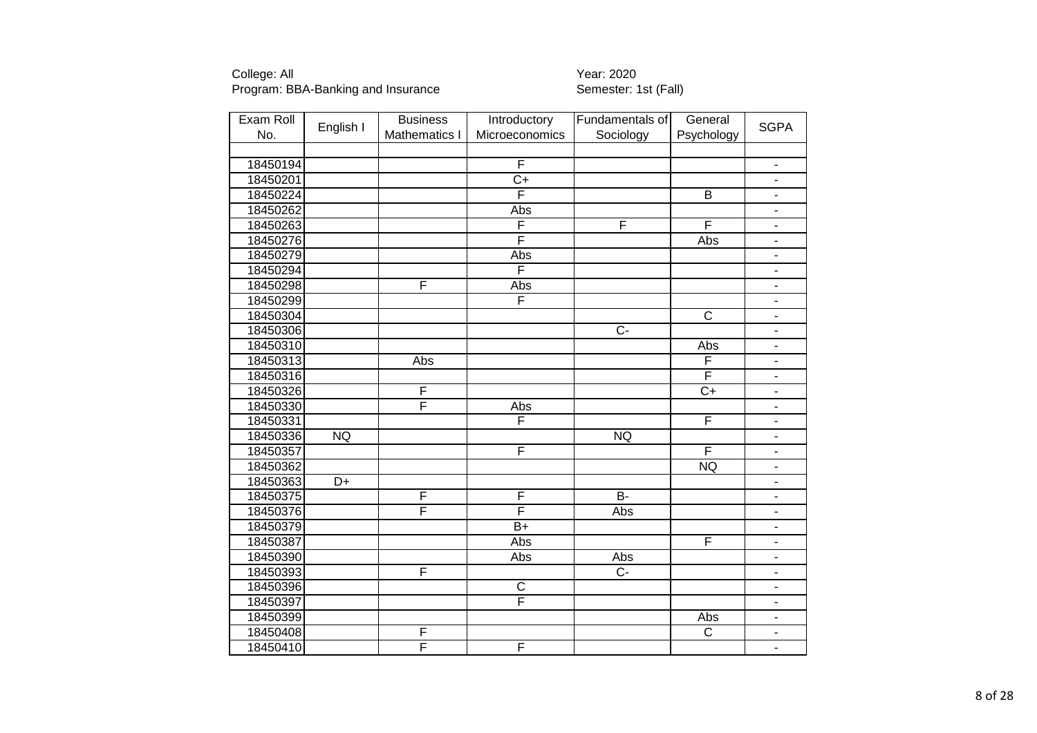College: All
Program: BBA-Banking and Insurance

Year: 2020
Semester: 1st (Fall)

| Exam Roll No. | English I | Business Mathematics I | Introductory Microeconomics | Fundamentals of Sociology | General Psychology | SGPA |
|---|---|---|---|---|---|---|
| | | | | | | |
| 18450194 | | | F | | | - |
| 18450201 | | | C+ | | | - |
| 18450224 | | | F | | B | - |
| 18450262 | | | Abs | | | - |
| 18450263 | | | F | F | F | - |
| 18450276 | | | F | | Abs | - |
| 18450279 | | | Abs | | | - |
| 18450294 | | | F | | | - |
| 18450298 | | F | Abs | | | - |
| 18450299 | | | F | | | - |
| 18450304 | | | | | C | - |
| 18450306 | | | | C- | | - |
| 18450310 | | | | | Abs | - |
| 18450313 | | Abs | | | F | - |
| 18450316 | | | | | F | - |
| 18450326 | | F | | | C+ | - |
| 18450330 | | F | Abs | | | - |
| 18450331 | | | F | | F | - |
| 18450336 | NQ | | | NQ | | - |
| 18450357 | | | F | | F | - |
| 18450362 | | | | | NQ | - |
| 18450363 | D+ | | | | | - |
| 18450375 | | F | F | B- | | - |
| 18450376 | | F | F | Abs | | - |
| 18450379 | | | B+ | | | - |
| 18450387 | | | Abs | | F | - |
| 18450390 | | | Abs | Abs | | - |
| 18450393 | | F | | C- | | - |
| 18450396 | | | C | | | - |
| 18450397 | | | F | | | - |
| 18450399 | | | | | Abs | - |
| 18450408 | | F | | | C | - |
| 18450410 | | F | F | | | - |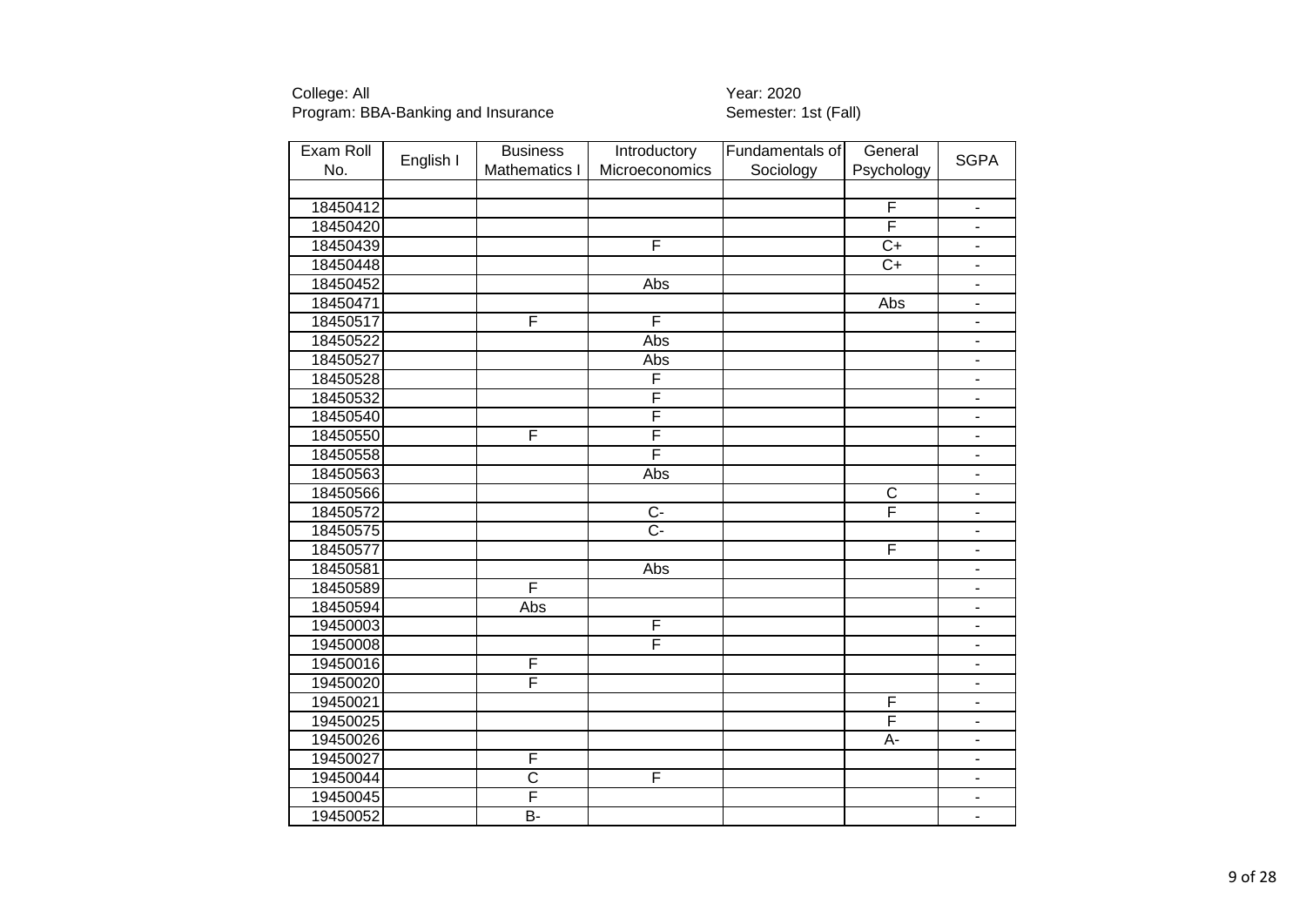College: All
Program: BBA-Banking and Insurance

Year: 2020
Semester: 1st (Fall)

| Exam Roll No. | English I | Business Mathematics I | Introductory Microeconomics | Fundamentals of Sociology | General Psychology | SGPA |
|---|---|---|---|---|---|---|
| | | | | | | |
| 18450412 | | | | | F | - |
| 18450420 | | | | | F | - |
| 18450439 | | | F | | C+ | - |
| 18450448 | | | | | C+ | - |
| 18450452 | | | Abs | | | - |
| 18450471 | | | | | Abs | - |
| 18450517 | | F | F | | | - |
| 18450522 | | | Abs | | | - |
| 18450527 | | | Abs | | | - |
| 18450528 | | | F | | | - |
| 18450532 | | | F | | | - |
| 18450540 | | | F | | | - |
| 18450550 | | F | F | | | - |
| 18450558 | | | F | | | - |
| 18450563 | | | Abs | | | - |
| 18450566 | | | | | C | - |
| 18450572 | | | C- | | F | - |
| 18450575 | | | C- | | | - |
| 18450577 | | | | | F | - |
| 18450581 | | | Abs | | | - |
| 18450589 | | F | | | | - |
| 18450594 | | Abs | | | | - |
| 19450003 | | | F | | | - |
| 19450008 | | | F | | | - |
| 19450016 | | F | | | | - |
| 19450020 | | F | | | | - |
| 19450021 | | | | | F | - |
| 19450025 | | | | | F | - |
| 19450026 | | | | | A- | - |
| 19450027 | | F | | | | - |
| 19450044 | | C | F | | | - |
| 19450045 | | F | | | | - |
| 19450052 | | B- | | | | - |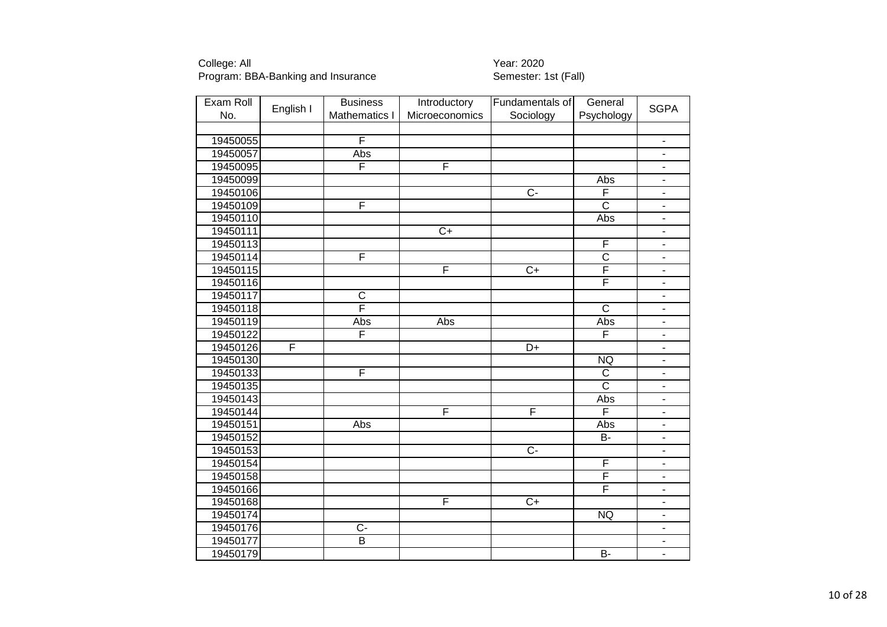College: All
Program: BBA-Banking and Insurance

Year: 2020
Semester: 1st (Fall)

| Exam Roll No. | English I | Business Mathematics I | Introductory Microeconomics | Fundamentals of Sociology | General Psychology | SGPA |
|---|---|---|---|---|---|---|
| | | | | | | |
| 19450055 | | F | | | | - |
| 19450057 | | Abs | | | | - |
| 19450095 | | F | F | | | - |
| 19450099 | | | | | Abs | - |
| 19450106 | | | | C- | F | - |
| 19450109 | | F | | | C | - |
| 19450110 | | | | | Abs | - |
| 19450111 | | | C+ | | | - |
| 19450113 | | | | | F | - |
| 19450114 | | F | | | C | - |
| 19450115 | | | F | C+ | F | - |
| 19450116 | | | | | F | - |
| 19450117 | | C | | | | - |
| 19450118 | | F | | | C | - |
| 19450119 | | Abs | Abs | | Abs | - |
| 19450122 | | F | | | F | - |
| 19450126 | F | | | D+ | | - |
| 19450130 | | | | | NQ | - |
| 19450133 | | F | | | C | - |
| 19450135 | | | | | C | - |
| 19450143 | | | | | Abs | - |
| 19450144 | | | F | F | F | - |
| 19450151 | | Abs | | | Abs | - |
| 19450152 | | | | | B- | - |
| 19450153 | | | | C- | | - |
| 19450154 | | | | | F | - |
| 19450158 | | | | | F | - |
| 19450166 | | | | | F | - |
| 19450168 | | | F | C+ | | - |
| 19450174 | | | | | NQ | - |
| 19450176 | | C- | | | | - |
| 19450177 | | B | | | | - |
| 19450179 | | | | | B- | - |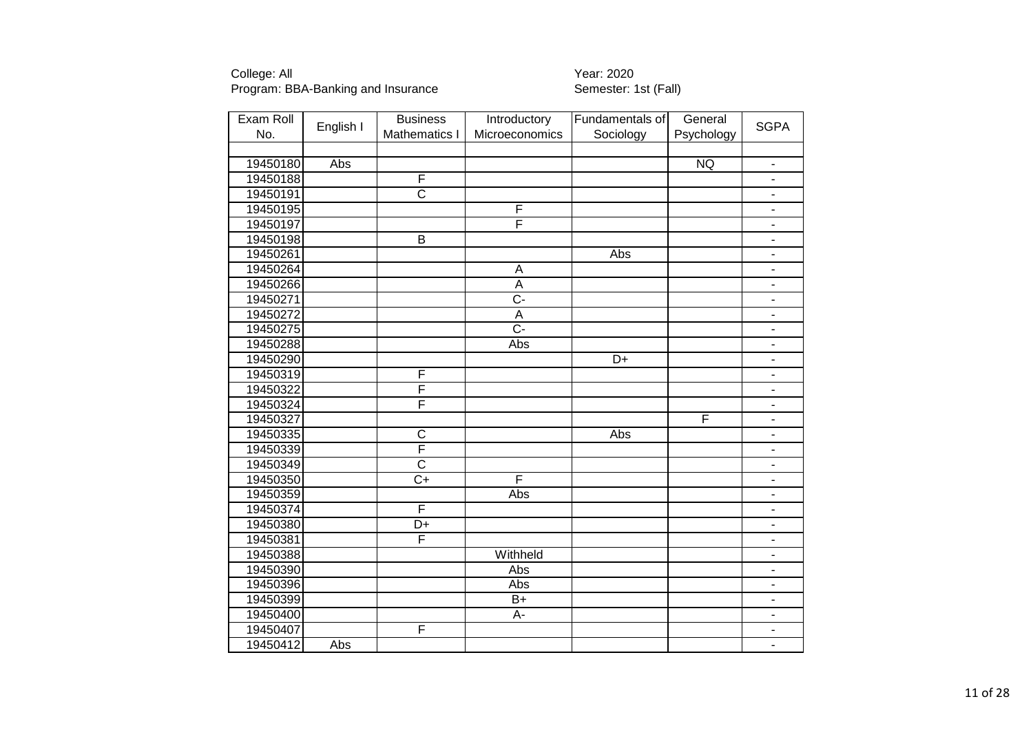College: All
Program: BBA-Banking and Insurance

Year: 2020
Semester: 1st (Fall)

| Exam Roll No. | English I | Business Mathematics I | Introductory Microeconomics | Fundamentals of Sociology | General Psychology | SGPA |
|---|---|---|---|---|---|---|
| | | | | | | |
| 19450180 | Abs | | | | NQ | - |
| 19450188 | | F | | | | - |
| 19450191 | | C | | | | - |
| 19450195 | | | F | | | - |
| 19450197 | | | F | | | - |
| 19450198 | | B | | | | - |
| 19450261 | | | | Abs | | - |
| 19450264 | | | A | | | - |
| 19450266 | | | A | | | - |
| 19450271 | | | C- | | | - |
| 19450272 | | | A | | | - |
| 19450275 | | | C- | | | - |
| 19450288 | | | Abs | | | - |
| 19450290 | | | | D+ | | - |
| 19450319 | | F | | | | - |
| 19450322 | | F | | | | - |
| 19450324 | | F | | | | - |
| 19450327 | | | | | F | - |
| 19450335 | | C | | Abs | | - |
| 19450339 | | F | | | | - |
| 19450349 | | C | | | | - |
| 19450350 | | C+ | F | | | - |
| 19450359 | | | Abs | | | - |
| 19450374 | | F | | | | - |
| 19450380 | | D+ | | | | - |
| 19450381 | | F | | | | - |
| 19450388 | | | Withheld | | | - |
| 19450390 | | | Abs | | | - |
| 19450396 | | | Abs | | | - |
| 19450399 | | | B+ | | | - |
| 19450400 | | | A- | | | - |
| 19450407 | | F | | | | - |
| 19450412 | Abs | | | | | - |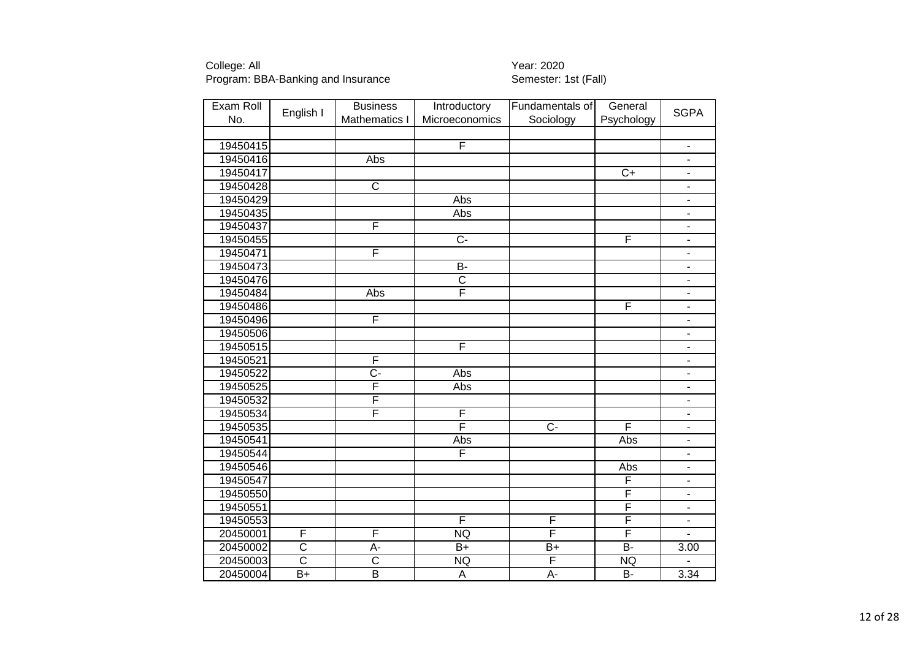College: All
Program: BBA-Banking and Insurance

Year: 2020
Semester: 1st (Fall)

| Exam Roll No. | English I | Business Mathematics I | Introductory Microeconomics | Fundamentals of Sociology | General Psychology | SGPA |
|---|---|---|---|---|---|---|
| | | | | | | |
| 19450415 | | | F | | | - |
| 19450416 | | Abs | | | | - |
| 19450417 | | | | | C+ | - |
| 19450428 | | C | | | | - |
| 19450429 | | | Abs | | | - |
| 19450435 | | | Abs | | | - |
| 19450437 | | F | | | | - |
| 19450455 | | | C- | | F | - |
| 19450471 | | F | | | | - |
| 19450473 | | | B- | | | - |
| 19450476 | | | C | | | - |
| 19450484 | | Abs | F | | | - |
| 19450486 | | | | | F | - |
| 19450496 | | F | | | | - |
| 19450506 | | | | | | - |
| 19450515 | | | F | | | - |
| 19450521 | | F | | | | - |
| 19450522 | | C- | Abs | | | - |
| 19450525 | | F | Abs | | | - |
| 19450532 | | F | | | | - |
| 19450534 | | F | F | | | - |
| 19450535 | | | F | C- | F | - |
| 19450541 | | | Abs | | Abs | - |
| 19450544 | | | F | | | - |
| 19450546 | | | | | Abs | - |
| 19450547 | | | | | F | - |
| 19450550 | | | | | F | - |
| 19450551 | | | | | F | - |
| 19450553 | | | F | F | F | - |
| 20450001 | F | F | NQ | F | F | - |
| 20450002 | C | A- | B+ | B+ | B- | 3.00 |
| 20450003 | C | C | NQ | F | NQ | - |
| 20450004 | B+ | B | A | A- | B- | 3.34 |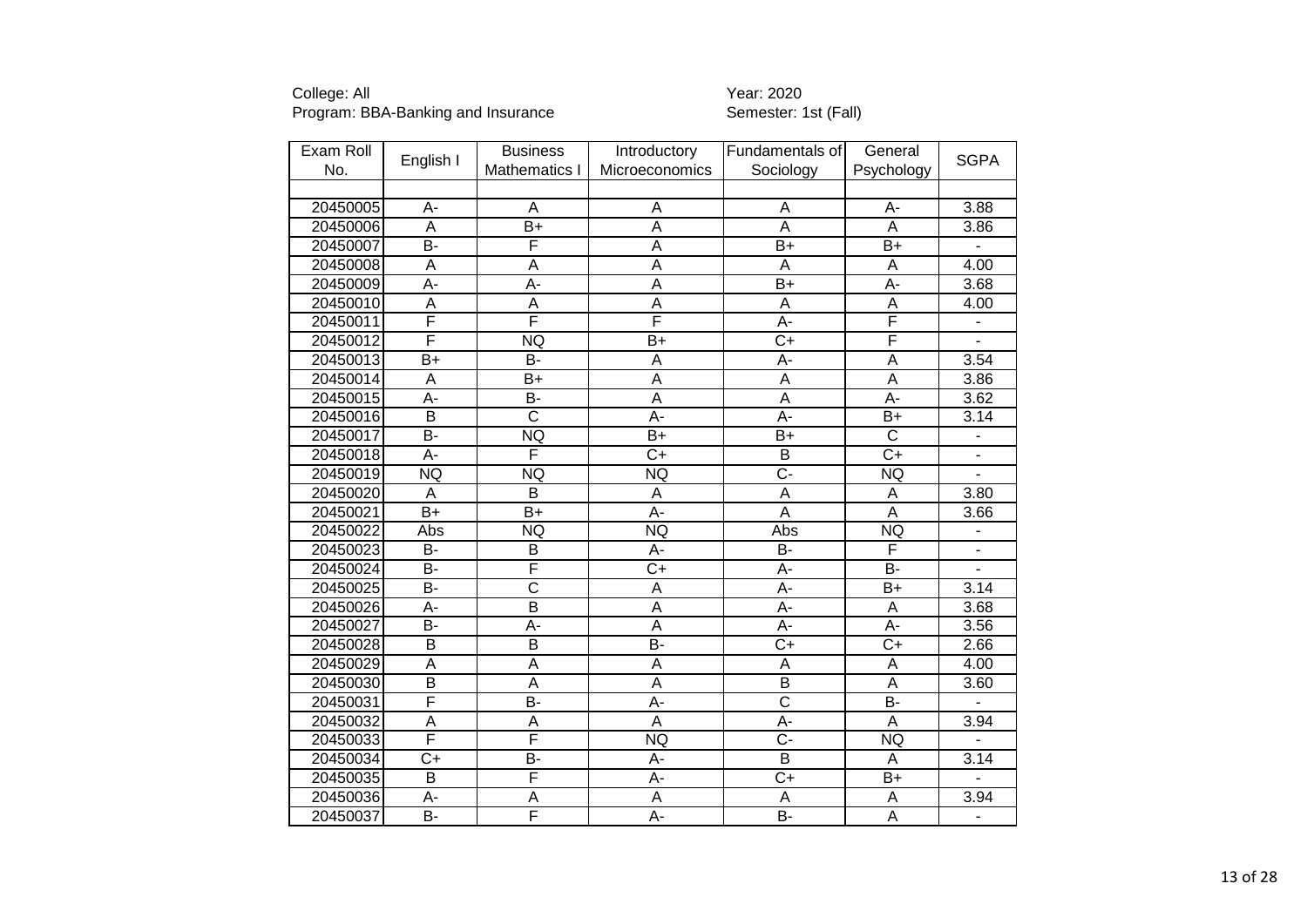College: All
Program: BBA-Banking and Insurance

Year: 2020
Semester: 1st (Fall)

| Exam Roll No. | English I | Business Mathematics I | Introductory Microeconomics | Fundamentals of Sociology | General Psychology | SGPA |
|---|---|---|---|---|---|---|
| | | | | | | |
| 20450005 | A- | A | A | A | A- | 3.88 |
| 20450006 | A | B+ | A | A | A | 3.86 |
| 20450007 | B- | F | A | B+ | B+ | - |
| 20450008 | A | A | A | A | A | 4.00 |
| 20450009 | A- | A- | A | B+ | A- | 3.68 |
| 20450010 | A | A | A | A | A | 4.00 |
| 20450011 | F | F | F | A- | F | - |
| 20450012 | F | NQ | B+ | C+ | F | - |
| 20450013 | B+ | B- | A | A- | A | 3.54 |
| 20450014 | A | B+ | A | A | A | 3.86 |
| 20450015 | A- | B- | A | A | A- | 3.62 |
| 20450016 | B | C | A- | A- | B+ | 3.14 |
| 20450017 | B- | NQ | B+ | B+ | C | - |
| 20450018 | A- | F | C+ | B | C+ | - |
| 20450019 | NQ | NQ | NQ | C- | NQ | - |
| 20450020 | A | B | A | A | A | 3.80 |
| 20450021 | B+ | B+ | A- | A | A | 3.66 |
| 20450022 | Abs | NQ | NQ | Abs | NQ | - |
| 20450023 | B- | B | A- | B- | F | - |
| 20450024 | B- | F | C+ | A- | B- | - |
| 20450025 | B- | C | A | A- | B+ | 3.14 |
| 20450026 | A- | B | A | A- | A | 3.68 |
| 20450027 | B- | A- | A | A- | A- | 3.56 |
| 20450028 | B | B | B- | C+ | C+ | 2.66 |
| 20450029 | A | A | A | A | A | 4.00 |
| 20450030 | B | A | A | B | A | 3.60 |
| 20450031 | F | B- | A- | C | B- | - |
| 20450032 | A | A | A | A- | A | 3.94 |
| 20450033 | F | F | NQ | C- | NQ | - |
| 20450034 | C+ | B- | A- | B | A | 3.14 |
| 20450035 | B | F | A- | C+ | B+ | - |
| 20450036 | A- | A | A | A | A | 3.94 |
| 20450037 | B- | F | A- | B- | A | - |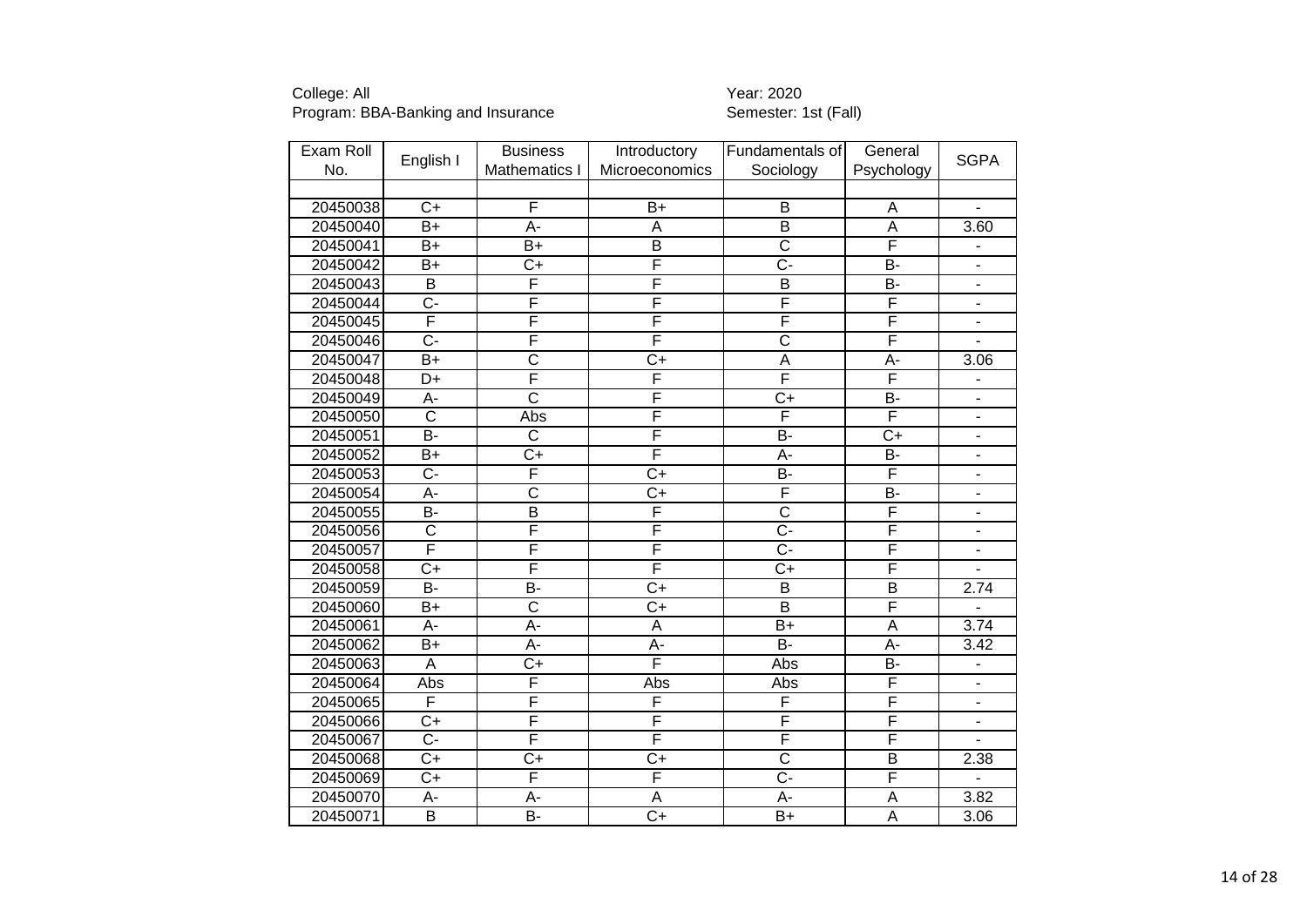College: All
Program: BBA-Banking and Insurance

Year: 2020
Semester: 1st (Fall)

| Exam Roll No. | English I | Business Mathematics I | Introductory Microeconomics | Fundamentals of Sociology | General Psychology | SGPA |
|---|---|---|---|---|---|---|
| | | | | | | |
| 20450038 | C+ | F | B+ | B | A | - |
| 20450040 | B+ | A- | A | B | A | 3.60 |
| 20450041 | B+ | B+ | B | C | F | - |
| 20450042 | B+ | C+ | F | C- | B- | - |
| 20450043 | B | F | F | B | B- | - |
| 20450044 | C- | F | F | F | F | - |
| 20450045 | F | F | F | F | F | - |
| 20450046 | C- | F | F | C | F | - |
| 20450047 | B+ | C | C+ | A | A- | 3.06 |
| 20450048 | D+ | F | F | F | F | - |
| 20450049 | A- | C | F | C+ | B- | - |
| 20450050 | C | Abs | F | F | F | - |
| 20450051 | B- | C | F | B- | C+ | - |
| 20450052 | B+ | C+ | F | A- | B- | - |
| 20450053 | C- | F | C+ | B- | F | - |
| 20450054 | A- | C | C+ | F | B- | - |
| 20450055 | B- | B | F | C | F | - |
| 20450056 | C | F | F | C- | F | - |
| 20450057 | F | F | F | C- | F | - |
| 20450058 | C+ | F | F | C+ | F | - |
| 20450059 | B- | B- | C+ | B | B | 2.74 |
| 20450060 | B+ | C | C+ | B | F | - |
| 20450061 | A- | A- | A | B+ | A | 3.74 |
| 20450062 | B+ | A- | A- | B- | A- | 3.42 |
| 20450063 | A | C+ | F | Abs | B- | - |
| 20450064 | Abs | F | Abs | Abs | F | - |
| 20450065 | F | F | F | F | F | - |
| 20450066 | C+ | F | F | F | F | - |
| 20450067 | C- | F | F | F | F | - |
| 20450068 | C+ | C+ | C+ | C | B | 2.38 |
| 20450069 | C+ | F | F | C- | F | - |
| 20450070 | A- | A- | A | A- | A | 3.82 |
| 20450071 | B | B- | C+ | B+ | A | 3.06 |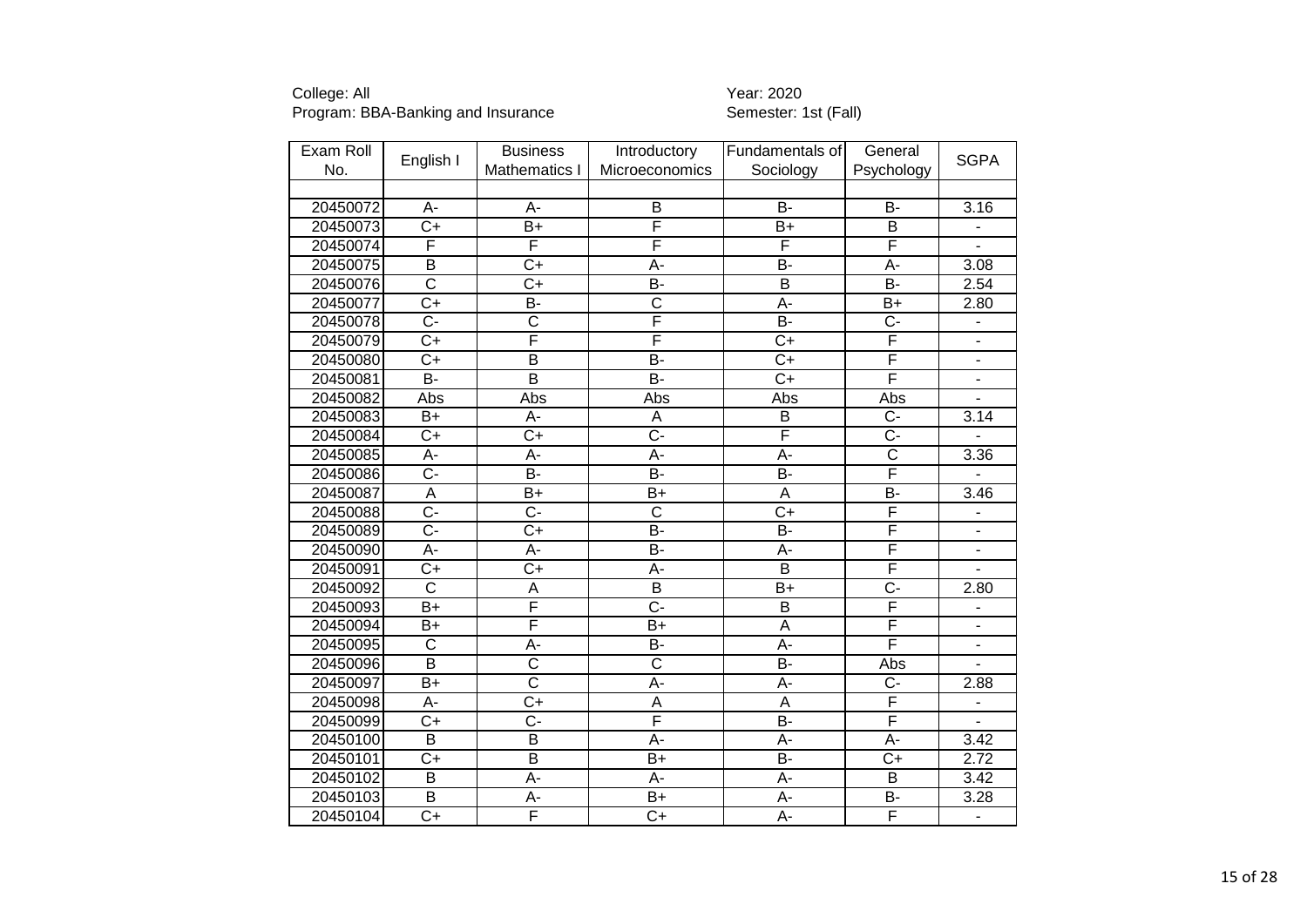College: All
Program: BBA-Banking and Insurance

Year: 2020
Semester: 1st (Fall)

| Exam Roll No. | English I | Business Mathematics I | Introductory Microeconomics | Fundamentals of Sociology | General Psychology | SGPA |
|---|---|---|---|---|---|---|
| | | | | | | |
| 20450072 | A- | A- | B | B- | B- | 3.16 |
| 20450073 | C+ | B+ | F | B+ | B | - |
| 20450074 | F | F | F | F | F | - |
| 20450075 | B | C+ | A- | B- | A- | 3.08 |
| 20450076 | C | C+ | B- | B | B- | 2.54 |
| 20450077 | C+ | B- | C | A- | B+ | 2.80 |
| 20450078 | C- | C | F | B- | C- | - |
| 20450079 | C+ | F | F | C+ | F | - |
| 20450080 | C+ | B | B- | C+ | F | - |
| 20450081 | B- | B | B- | C+ | F | - |
| 20450082 | Abs | Abs | Abs | Abs | Abs | - |
| 20450083 | B+ | A- | A | B | C- | 3.14 |
| 20450084 | C+ | C+ | C- | F | C- | - |
| 20450085 | A- | A- | A- | A- | C | 3.36 |
| 20450086 | C- | B- | B- | B- | F | - |
| 20450087 | A | B+ | B+ | A | B- | 3.46 |
| 20450088 | C- | C- | C | C+ | F | - |
| 20450089 | C- | C+ | B- | B- | F | - |
| 20450090 | A- | A- | B- | A- | F | - |
| 20450091 | C+ | C+ | A- | B | F | - |
| 20450092 | C | A | B | B+ | C- | 2.80 |
| 20450093 | B+ | F | C- | B | F | - |
| 20450094 | B+ | F | B+ | A | F | - |
| 20450095 | C | A- | B- | A- | F | - |
| 20450096 | B | C | C | B- | Abs | - |
| 20450097 | B+ | C | A- | A- | C- | 2.88 |
| 20450098 | A- | C+ | A | A | F | - |
| 20450099 | C+ | C- | F | B- | F | - |
| 20450100 | B | B | A- | A- | A- | 3.42 |
| 20450101 | C+ | B | B+ | B- | C+ | 2.72 |
| 20450102 | B | A- | A- | A- | B | 3.42 |
| 20450103 | B | A- | B+ | A- | B- | 3.28 |
| 20450104 | C+ | F | C+ | A- | F | - |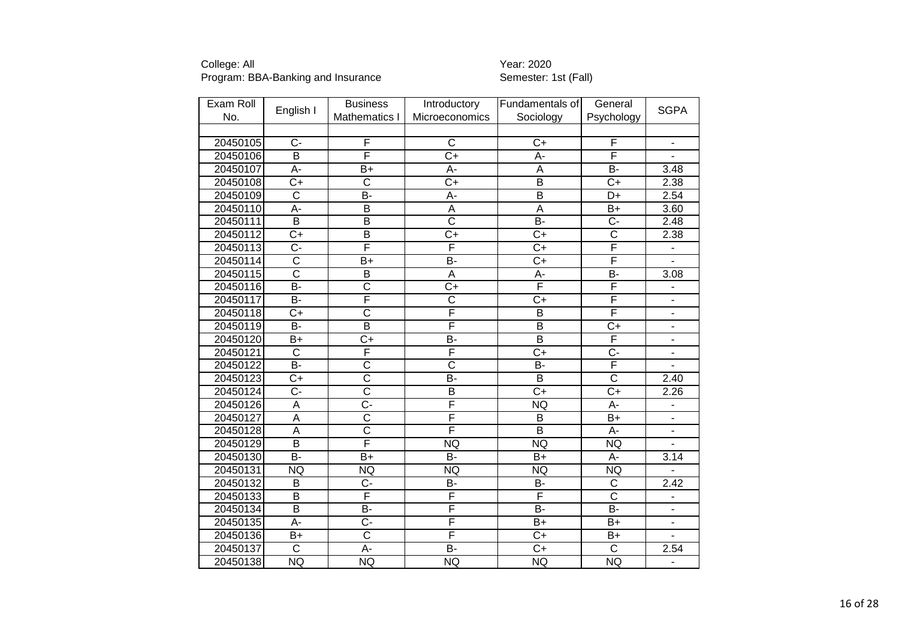College: All
Program: BBA-Banking and Insurance

Year: 2020
Semester: 1st (Fall)

| Exam Roll No. | English I | Business Mathematics I | Introductory Microeconomics | Fundamentals of Sociology | General Psychology | SGPA |
|---|---|---|---|---|---|---|
| 20450105 | C- | F | C | C+ | F | - |
| 20450106 | B | F | C+ | A- | F | - |
| 20450107 | A- | B+ | A- | A | B- | 3.48 |
| 20450108 | C+ | C | C+ | B | C+ | 2.38 |
| 20450109 | C | B- | A- | B | D+ | 2.54 |
| 20450110 | A- | B | A | A | B+ | 3.60 |
| 20450111 | B | B | C | B- | C- | 2.48 |
| 20450112 | C+ | B | C+ | C+ | C | 2.38 |
| 20450113 | C- | F | F | C+ | F | - |
| 20450114 | C | B+ | B- | C+ | F | - |
| 20450115 | C | B | A | A- | B- | 3.08 |
| 20450116 | B- | C | C+ | F | F | - |
| 20450117 | B- | F | C | C+ | F | - |
| 20450118 | C+ | C | F | B | F | - |
| 20450119 | B- | B | F | B | C+ | - |
| 20450120 | B+ | C+ | B- | B | F | - |
| 20450121 | C | F | F | C+ | C- | - |
| 20450122 | B- | C | C | B- | F | - |
| 20450123 | C+ | C | B- | B | C | 2.40 |
| 20450124 | C- | C | B | C+ | C+ | 2.26 |
| 20450126 | A | C- | F | NQ | A- | - |
| 20450127 | A | C | F | B | B+ | - |
| 20450128 | A | C | F | B | A- | - |
| 20450129 | B | F | NQ | NQ | NQ | - |
| 20450130 | B- | B+ | B- | B+ | A- | 3.14 |
| 20450131 | NQ | NQ | NQ | NQ | NQ | - |
| 20450132 | B | C- | B- | B- | C | 2.42 |
| 20450133 | B | F | F | F | C | - |
| 20450134 | B | B- | F | B- | B- | - |
| 20450135 | A- | C- | F | B+ | B+ | - |
| 20450136 | B+ | C | F | C+ | B+ | - |
| 20450137 | C | A- | B- | C+ | C | 2.54 |
| 20450138 | NQ | NQ | NQ | NQ | NQ | - |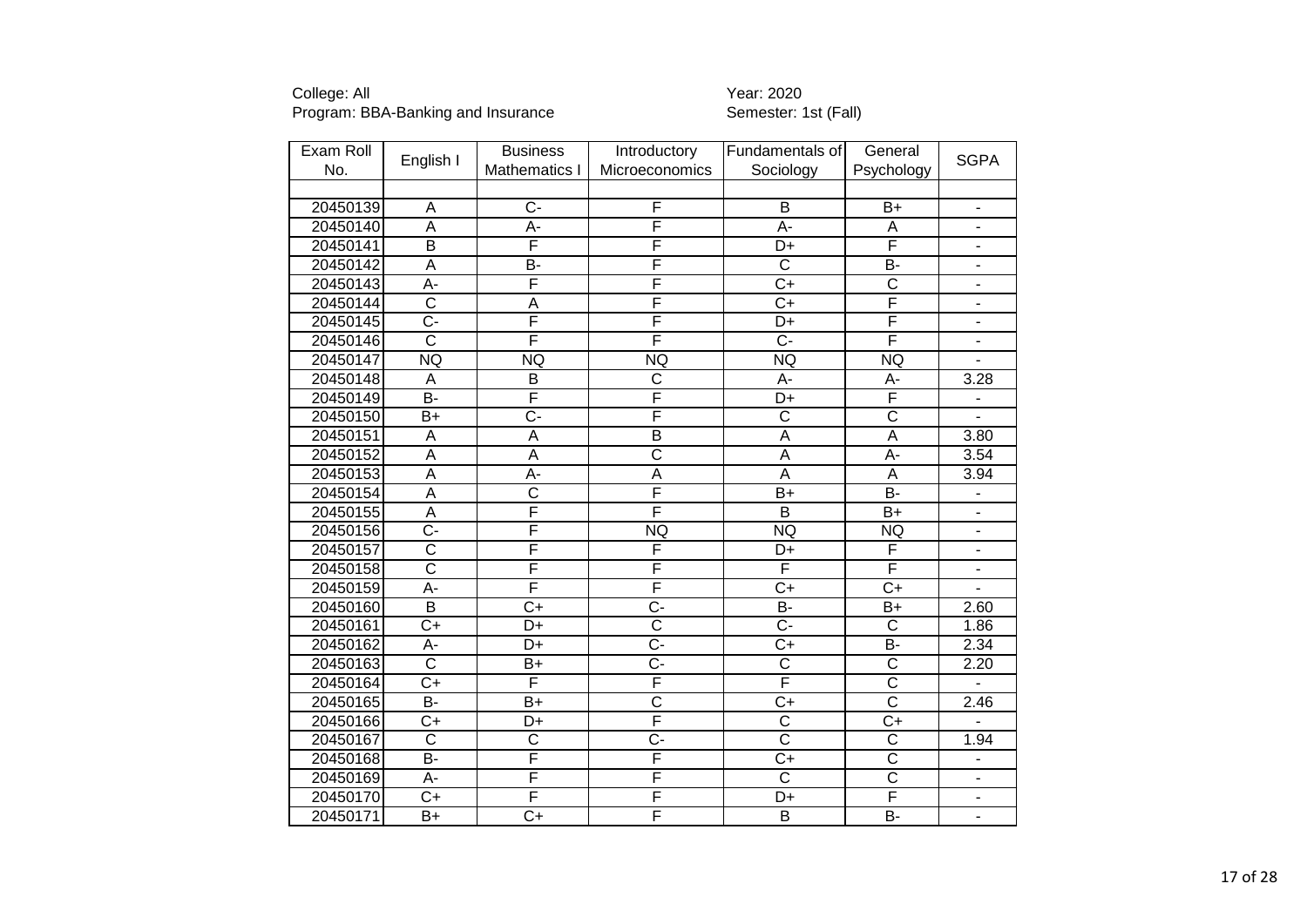College: All
Program: BBA-Banking and Insurance

Year: 2020
Semester: 1st (Fall)

| Exam Roll No. | English I | Business Mathematics I | Introductory Microeconomics | Fundamentals of Sociology | General Psychology | SGPA |
|---|---|---|---|---|---|---|
| | | | | | | |
| 20450139 | A | C- | F | B | B+ | - |
| 20450140 | A | A- | F | A- | A | - |
| 20450141 | B | F | F | D+ | F | - |
| 20450142 | A | B- | F | C | B- | - |
| 20450143 | A- | F | F | C+ | C | - |
| 20450144 | C | A | F | C+ | F | - |
| 20450145 | C- | F | F | D+ | F | - |
| 20450146 | C | F | F | C- | F | - |
| 20450147 | NQ | NQ | NQ | NQ | NQ | - |
| 20450148 | A | B | C | A- | A- | 3.28 |
| 20450149 | B- | F | F | D+ | F | - |
| 20450150 | B+ | C- | F | C | C | - |
| 20450151 | A | A | B | A | A | 3.80 |
| 20450152 | A | A | C | A | A- | 3.54 |
| 20450153 | A | A- | A | A | A | 3.94 |
| 20450154 | A | C | F | B+ | B- | - |
| 20450155 | A | F | F | B | B+ | - |
| 20450156 | C- | F | NQ | NQ | NQ | - |
| 20450157 | C | F | F | D+ | F | - |
| 20450158 | C | F | F | F | F | - |
| 20450159 | A- | F | F | C+ | C+ | - |
| 20450160 | B | C+ | C- | B- | B+ | 2.60 |
| 20450161 | C+ | D+ | C | C- | C | 1.86 |
| 20450162 | A- | D+ | C- | C+ | B- | 2.34 |
| 20450163 | C | B+ | C- | C | C | 2.20 |
| 20450164 | C+ | F | F | F | C | - |
| 20450165 | B- | B+ | C | C+ | C | 2.46 |
| 20450166 | C+ | D+ | F | C | C+ | - |
| 20450167 | C | C | C- | C | C | 1.94 |
| 20450168 | B- | F | F | C+ | C | - |
| 20450169 | A- | F | F | C | C | - |
| 20450170 | C+ | F | F | D+ | F | - |
| 20450171 | B+ | C+ | F | B | B- | - |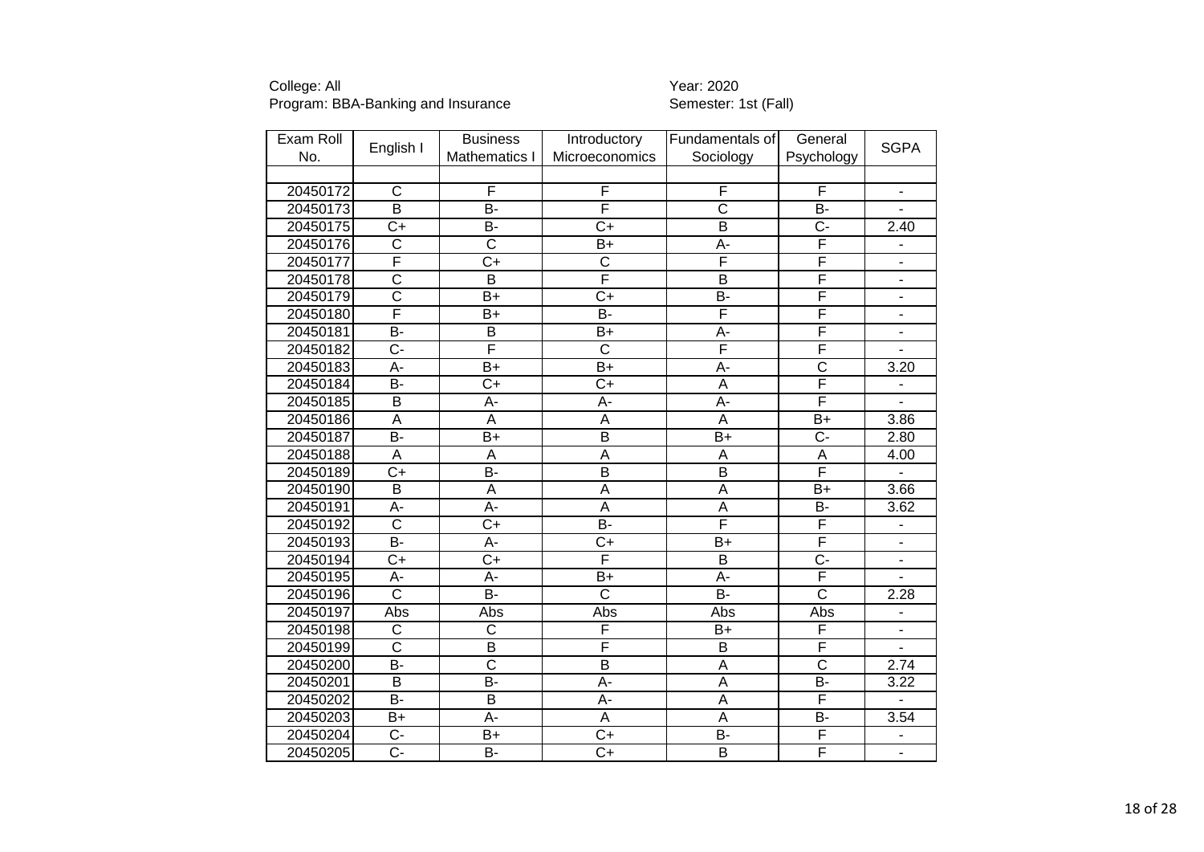College: All
Program: BBA-Banking and Insurance

Year: 2020
Semester: 1st (Fall)

| Exam Roll No. | English I | Business Mathematics I | Introductory Microeconomics | Fundamentals of Sociology | General Psychology | SGPA |
|---|---|---|---|---|---|---|
| | | | | | | |
| 20450172 | C | F | F | F | F | - |
| 20450173 | B | B- | F | C | B- | - |
| 20450175 | C+ | B- | C+ | B | C- | 2.40 |
| 20450176 | C | C | B+ | A- | F | - |
| 20450177 | F | C+ | C | F | F | - |
| 20450178 | C | B | F | B | F | - |
| 20450179 | C | B+ | C+ | B- | F | - |
| 20450180 | F | B+ | B- | F | F | - |
| 20450181 | B- | B | B+ | A- | F | - |
| 20450182 | C- | F | C | F | F | - |
| 20450183 | A- | B+ | B+ | A- | C | 3.20 |
| 20450184 | B- | C+ | C+ | A | F | - |
| 20450185 | B | A- | A- | A- | F | - |
| 20450186 | A | A | A | A | B+ | 3.86 |
| 20450187 | B- | B+ | B | B+ | C- | 2.80 |
| 20450188 | A | A | A | A | A | 4.00 |
| 20450189 | C+ | B- | B | B | F | - |
| 20450190 | B | A | A | A | B+ | 3.66 |
| 20450191 | A- | A- | A | A | B- | 3.62 |
| 20450192 | C | C+ | B- | F | F | - |
| 20450193 | B- | A- | C+ | B+ | F | - |
| 20450194 | C+ | C+ | F | B | C- | - |
| 20450195 | A- | A- | B+ | A- | F | - |
| 20450196 | C | B- | C | B- | C | 2.28 |
| 20450197 | Abs | Abs | Abs | Abs | Abs | - |
| 20450198 | C | C | F | B+ | F | - |
| 20450199 | C | B | F | B | F | - |
| 20450200 | B- | C | B | A | C | 2.74 |
| 20450201 | B | B- | A- | A | B- | 3.22 |
| 20450202 | B- | B | A- | A | F | - |
| 20450203 | B+ | A- | A | A | B- | 3.54 |
| 20450204 | C- | B+ | C+ | B- | F | - |
| 20450205 | C- | B- | C+ | B | F | - |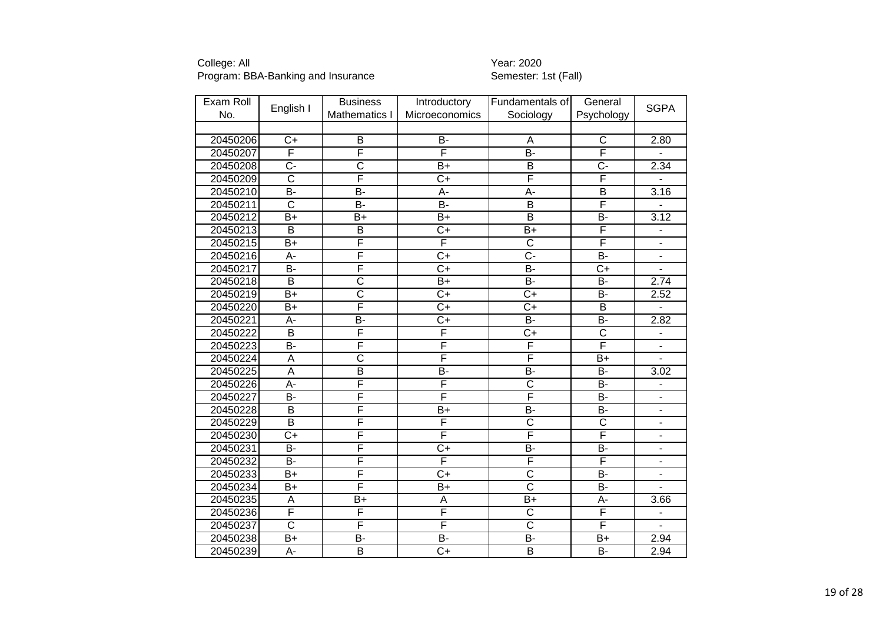College: All
Program: BBA-Banking and Insurance

Year: 2020
Semester: 1st (Fall)

| Exam Roll No. | English I | Business Mathematics I | Introductory Microeconomics | Fundamentals of Sociology | General Psychology | SGPA |
|---|---|---|---|---|---|---|
| | | | | | | |
| 20450206 | C+ | B | B- | A | C | 2.80 |
| 20450207 | F | F | F | B- | F | - |
| 20450208 | C- | C | B+ | B | C- | 2.34 |
| 20450209 | C | F | C+ | F | F | - |
| 20450210 | B- | B- | A- | A- | B | 3.16 |
| 20450211 | C | B- | B- | B | F | - |
| 20450212 | B+ | B+ | B+ | B | B- | 3.12 |
| 20450213 | B | B | C+ | B+ | F | - |
| 20450215 | B+ | F | F | C | F | - |
| 20450216 | A- | F | C+ | C- | B- | - |
| 20450217 | B- | F | C+ | B- | C+ | - |
| 20450218 | B | C | B+ | B- | B- | 2.74 |
| 20450219 | B+ | C | C+ | C+ | B- | 2.52 |
| 20450220 | B+ | F | C+ | C+ | B | - |
| 20450221 | A- | B- | C+ | B- | B- | 2.82 |
| 20450222 | B | F | F | C+ | C | - |
| 20450223 | B- | F | F | F | F | - |
| 20450224 | A | C | F | F | B+ | - |
| 20450225 | A | B | B- | B- | B- | 3.02 |
| 20450226 | A- | F | F | C | B- | - |
| 20450227 | B- | F | F | F | B- | - |
| 20450228 | B | F | B+ | B- | B- | - |
| 20450229 | B | F | F | C | C | - |
| 20450230 | C+ | F | F | F | F | - |
| 20450231 | B- | F | C+ | B- | B- | - |
| 20450232 | B- | F | F | F | F | - |
| 20450233 | B+ | F | C+ | C | B- | - |
| 20450234 | B+ | F | B+ | C | B- | - |
| 20450235 | A | B+ | A | B+ | A- | 3.66 |
| 20450236 | F | F | F | C | F | - |
| 20450237 | C | F | F | C | F | - |
| 20450238 | B+ | B- | B- | B- | B+ | 2.94 |
| 20450239 | A- | B | C+ | B | B- | 2.94 |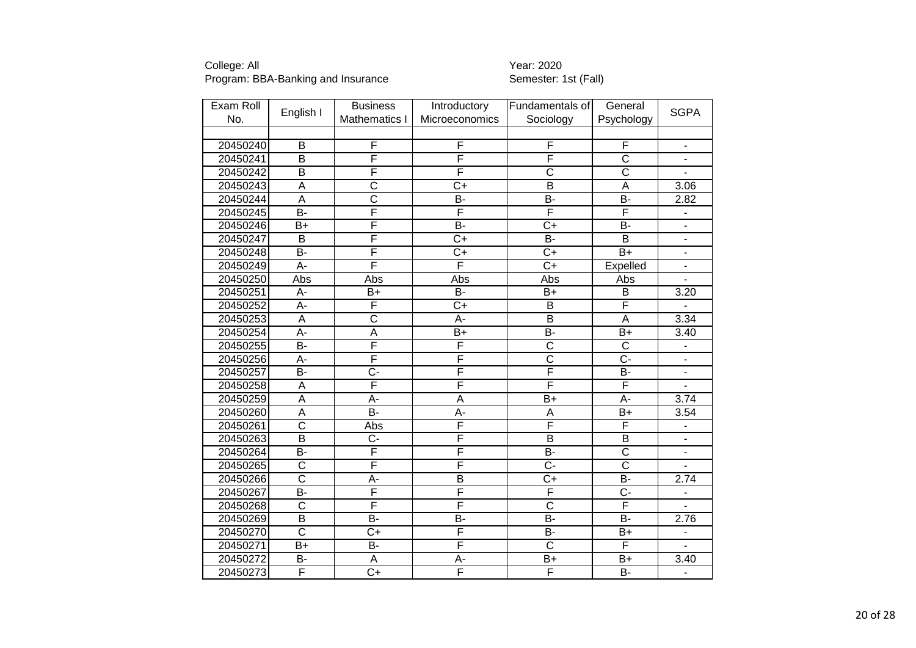College: All
Program: BBA-Banking and Insurance

Year: 2020
Semester: 1st (Fall)

| Exam Roll No. | English I | Business Mathematics I | Introductory Microeconomics | Fundamentals of Sociology | General Psychology | SGPA |
|---|---|---|---|---|---|---|
| | | | | | | |
| 20450240 | B | F | F | F | F | - |
| 20450241 | B | F | F | F | C | - |
| 20450242 | B | F | F | C | C | - |
| 20450243 | A | C | C+ | B | A | 3.06 |
| 20450244 | A | C | B- | B- | B- | 2.82 |
| 20450245 | B- | F | F | F | F | - |
| 20450246 | B+ | F | B- | C+ | B- | - |
| 20450247 | B | F | C+ | B- | B | - |
| 20450248 | B- | F | C+ | C+ | B+ | - |
| 20450249 | A- | F | F | C+ | Expelled | - |
| 20450250 | Abs | Abs | Abs | Abs | Abs | - |
| 20450251 | A- | B+ | B- | B+ | B | 3.20 |
| 20450252 | A- | F | C+ | B | F | - |
| 20450253 | A | C | A- | B | A | 3.34 |
| 20450254 | A- | A | B+ | B- | B+ | 3.40 |
| 20450255 | B- | F | F | C | C | - |
| 20450256 | A- | F | F | C | C- | - |
| 20450257 | B- | C- | F | F | B- | - |
| 20450258 | A | F | F | F | F | - |
| 20450259 | A | A- | A | B+ | A- | 3.74 |
| 20450260 | A | B- | A- | A | B+ | 3.54 |
| 20450261 | C | Abs | F | F | F | - |
| 20450263 | B | C- | F | B | B | - |
| 20450264 | B- | F | F | B- | C | - |
| 20450265 | C | F | F | C- | C | - |
| 20450266 | C | A- | B | C+ | B- | 2.74 |
| 20450267 | B- | F | F | F | C- | - |
| 20450268 | C | F | F | C | F | - |
| 20450269 | B | B- | B- | B- | B- | 2.76 |
| 20450270 | C | C+ | F | B- | B+ | - |
| 20450271 | B+ | B- | F | C | F | - |
| 20450272 | B- | A | A- | B+ | B+ | 3.40 |
| 20450273 | F | C+ | F | F | B- | - |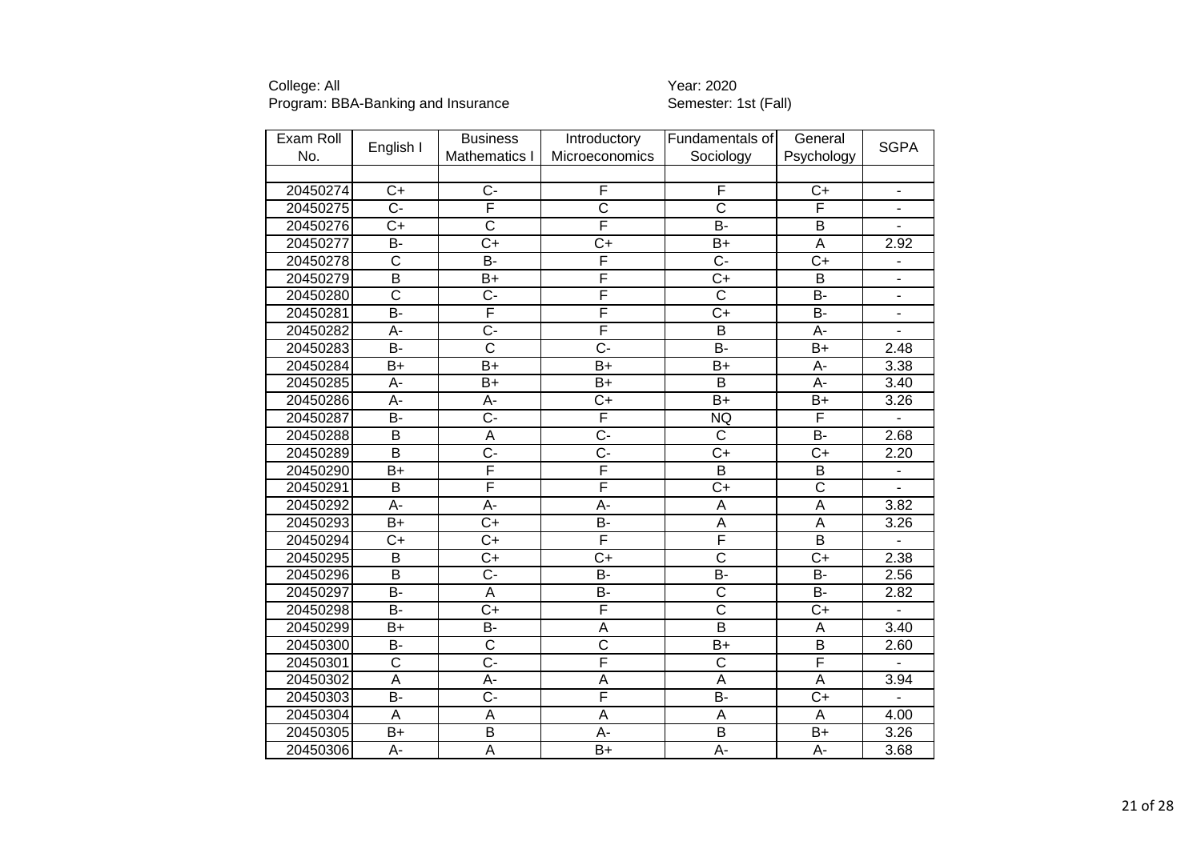College: All
Program: BBA-Banking and Insurance

Year: 2020
Semester: 1st (Fall)

| Exam Roll No. | English I | Business Mathematics I | Introductory Microeconomics | Fundamentals of Sociology | General Psychology | SGPA |
|---|---|---|---|---|---|---|
| 20450274 | C+ | C- | F | F | C+ | - |
| 20450275 | C- | F | C | C | F | - |
| 20450276 | C+ | C | F | B- | B | - |
| 20450277 | B- | C+ | C+ | B+ | A | 2.92 |
| 20450278 | C | B- | F | C- | C+ | - |
| 20450279 | B | B+ | F | C+ | B | - |
| 20450280 | C | C- | F | C | B- | - |
| 20450281 | B- | F | F | C+ | B- | - |
| 20450282 | A- | C- | F | B | A- | - |
| 20450283 | B- | C | C- | B- | B+ | 2.48 |
| 20450284 | B+ | B+ | B+ | B+ | A- | 3.38 |
| 20450285 | A- | B+ | B+ | B | A- | 3.40 |
| 20450286 | A- | A- | C+ | B+ | B+ | 3.26 |
| 20450287 | B- | C- | F | NQ | F | - |
| 20450288 | B | A | C- | C | B- | 2.68 |
| 20450289 | B | C- | C- | C+ | C+ | 2.20 |
| 20450290 | B+ | F | F | B | B | - |
| 20450291 | B | F | F | C+ | C | - |
| 20450292 | A- | A- | A- | A | A | 3.82 |
| 20450293 | B+ | C+ | B- | A | A | 3.26 |
| 20450294 | C+ | C+ | F | F | B | - |
| 20450295 | B | C+ | C+ | C | C+ | 2.38 |
| 20450296 | B | C- | B- | B- | B- | 2.56 |
| 20450297 | B- | A | B- | C | B- | 2.82 |
| 20450298 | B- | C+ | F | C | C+ | - |
| 20450299 | B+ | B- | A | B | A | 3.40 |
| 20450300 | B- | C | C | B+ | B | 2.60 |
| 20450301 | C | C- | F | C | F | - |
| 20450302 | A | A- | A | A | A | 3.94 |
| 20450303 | B- | C- | F | B- | C+ | - |
| 20450304 | A | A | A | A | A | 4.00 |
| 20450305 | B+ | B | A- | B | B+ | 3.26 |
| 20450306 | A- | A | B+ | A- | A- | 3.68 |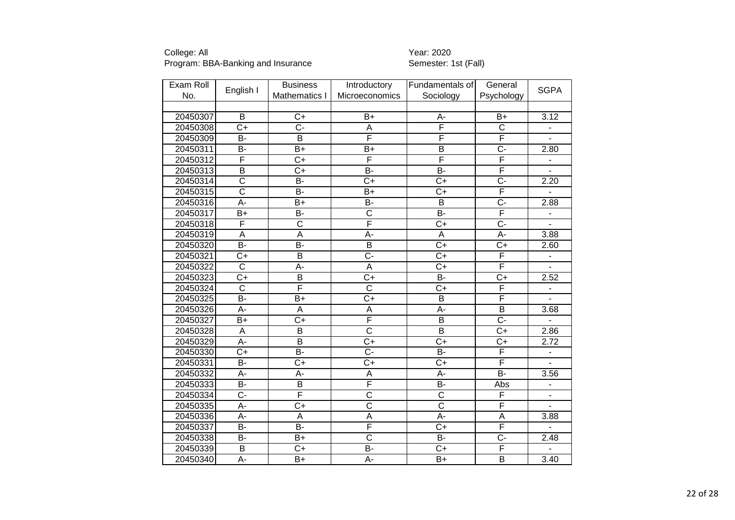College: All
Program: BBA-Banking and Insurance

Year: 2020
Semester: 1st (Fall)

| Exam Roll No. | English I | Business Mathematics I | Introductory Microeconomics | Fundamentals of Sociology | General Psychology | SGPA |
|---|---|---|---|---|---|---|
| | | | | | | |
| 20450307 | B | C+ | B+ | A- | B+ | 3.12 |
| 20450308 | C+ | C- | A | F | C | - |
| 20450309 | B- | B | F | F | F | - |
| 20450311 | B- | B+ | B+ | B | C- | 2.80 |
| 20450312 | F | C+ | F | F | F | - |
| 20450313 | B | C+ | B- | B- | F | - |
| 20450314 | C | B- | C+ | C+ | C- | 2.20 |
| 20450315 | C | B- | B+ | C+ | F | - |
| 20450316 | A- | B+ | B- | B | C- | 2.88 |
| 20450317 | B+ | B- | C | B- | F | - |
| 20450318 | F | C | F | C+ | C- | - |
| 20450319 | A | A | A- | A | A- | 3.88 |
| 20450320 | B- | B- | B | C+ | C+ | 2.60 |
| 20450321 | C+ | B | C- | C+ | F | - |
| 20450322 | C | A- | A | C+ | F | - |
| 20450323 | C+ | B | C+ | B- | C+ | 2.52 |
| 20450324 | C | F | C | C+ | F | - |
| 20450325 | B- | B+ | C+ | B | F | - |
| 20450326 | A- | A | A | A- | B | 3.68 |
| 20450327 | B+ | C+ | F | B | C- | - |
| 20450328 | A | B | C | B | C+ | 2.86 |
| 20450329 | A- | B | C+ | C+ | C+ | 2.72 |
| 20450330 | C+ | B- | C- | B- | F | - |
| 20450331 | B- | C+ | C+ | C+ | F | - |
| 20450332 | A- | A- | A | A- | B- | 3.56 |
| 20450333 | B- | B | F | B- | Abs | - |
| 20450334 | C- | F | C | C | F | - |
| 20450335 | A- | C+ | C | C | F | - |
| 20450336 | A- | A | A | A- | A | 3.88 |
| 20450337 | B- | B- | F | C+ | F | - |
| 20450338 | B- | B+ | C | B- | C- | 2.48 |
| 20450339 | B | C+ | B- | C+ | F | - |
| 20450340 | A- | B+ | A- | B+ | B | 3.40 |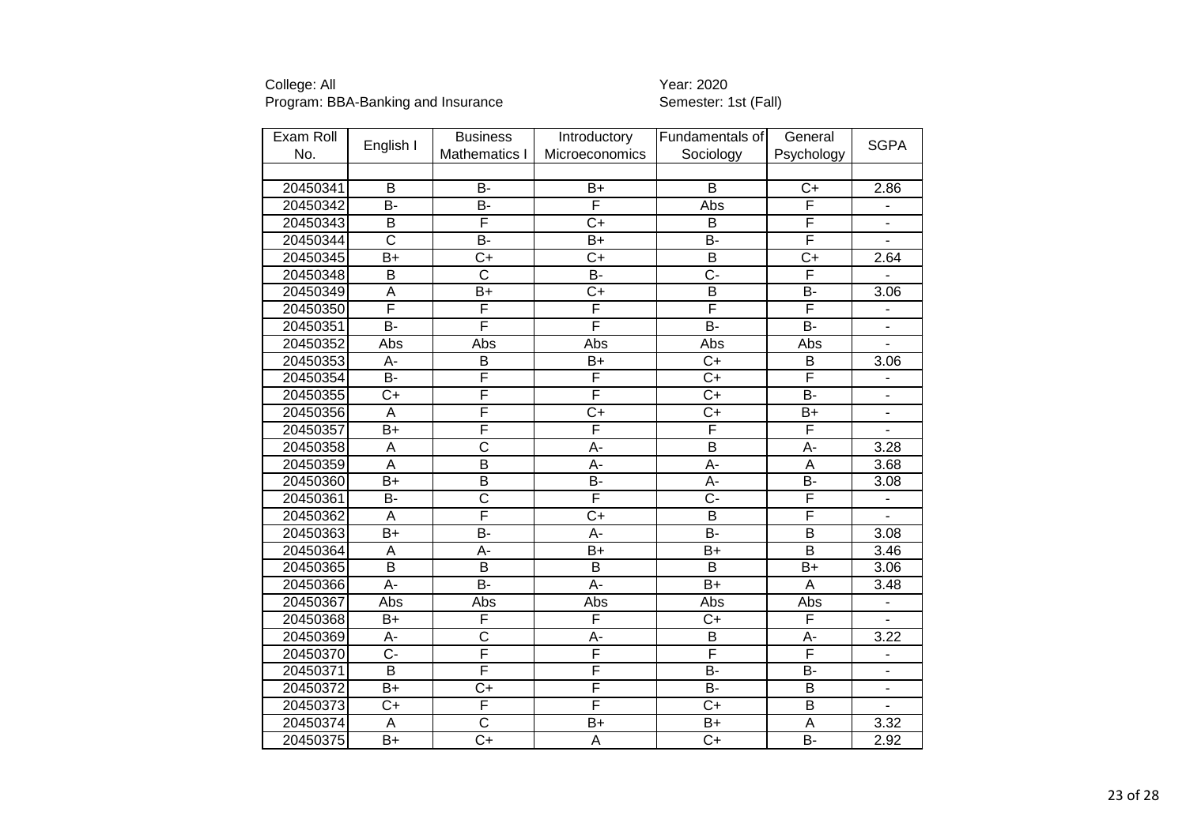College: All  
Program: BBA-Banking and Insurance

Year: 2020  
Semester: 1st (Fall)

| Exam Roll No. | English I | Business Mathematics I | Introductory Microeconomics | Fundamentals of Sociology | General Psychology | SGPA |
|---|---|---|---|---|---|---|
| | | | | | | |
| 20450341 | B | B- | B+ | B | C+ | 2.86 |
| 20450342 | B- | B- | F | Abs | F | - |
| 20450343 | B | F | C+ | B | F | - |
| 20450344 | C | B- | B+ | B- | F | - |
| 20450345 | B+ | C+ | C+ | B | C+ | 2.64 |
| 20450348 | B | C | B- | C- | F | - |
| 20450349 | A | B+ | C+ | B | B- | 3.06 |
| 20450350 | F | F | F | F | F | - |
| 20450351 | B- | F | F | B- | B- | - |
| 20450352 | Abs | Abs | Abs | Abs | Abs | - |
| 20450353 | A- | B | B+ | C+ | B | 3.06 |
| 20450354 | B- | F | F | C+ | F | - |
| 20450355 | C+ | F | F | C+ | B- | - |
| 20450356 | A | F | C+ | C+ | B+ | - |
| 20450357 | B+ | F | F | F | F | - |
| 20450358 | A | C | A- | B | A- | 3.28 |
| 20450359 | A | B | A- | A- | A | 3.68 |
| 20450360 | B+ | B | B- | A- | B- | 3.08 |
| 20450361 | B- | C | F | C- | F | - |
| 20450362 | A | F | C+ | B | F | - |
| 20450363 | B+ | B- | A- | B- | B | 3.08 |
| 20450364 | A | A- | B+ | B+ | B | 3.46 |
| 20450365 | B | B | B | B | B+ | 3.06 |
| 20450366 | A- | B- | A- | B+ | A | 3.48 |
| 20450367 | Abs | Abs | Abs | Abs | Abs | - |
| 20450368 | B+ | F | F | C+ | F | - |
| 20450369 | A- | C | A- | B | A- | 3.22 |
| 20450370 | C- | F | F | F | F | - |
| 20450371 | B | F | F | B- | B- | - |
| 20450372 | B+ | C+ | F | B- | B | - |
| 20450373 | C+ | F | F | C+ | B | - |
| 20450374 | A | C | B+ | B+ | A | 3.32 |
| 20450375 | B+ | C+ | A | C+ | B- | 2.92 |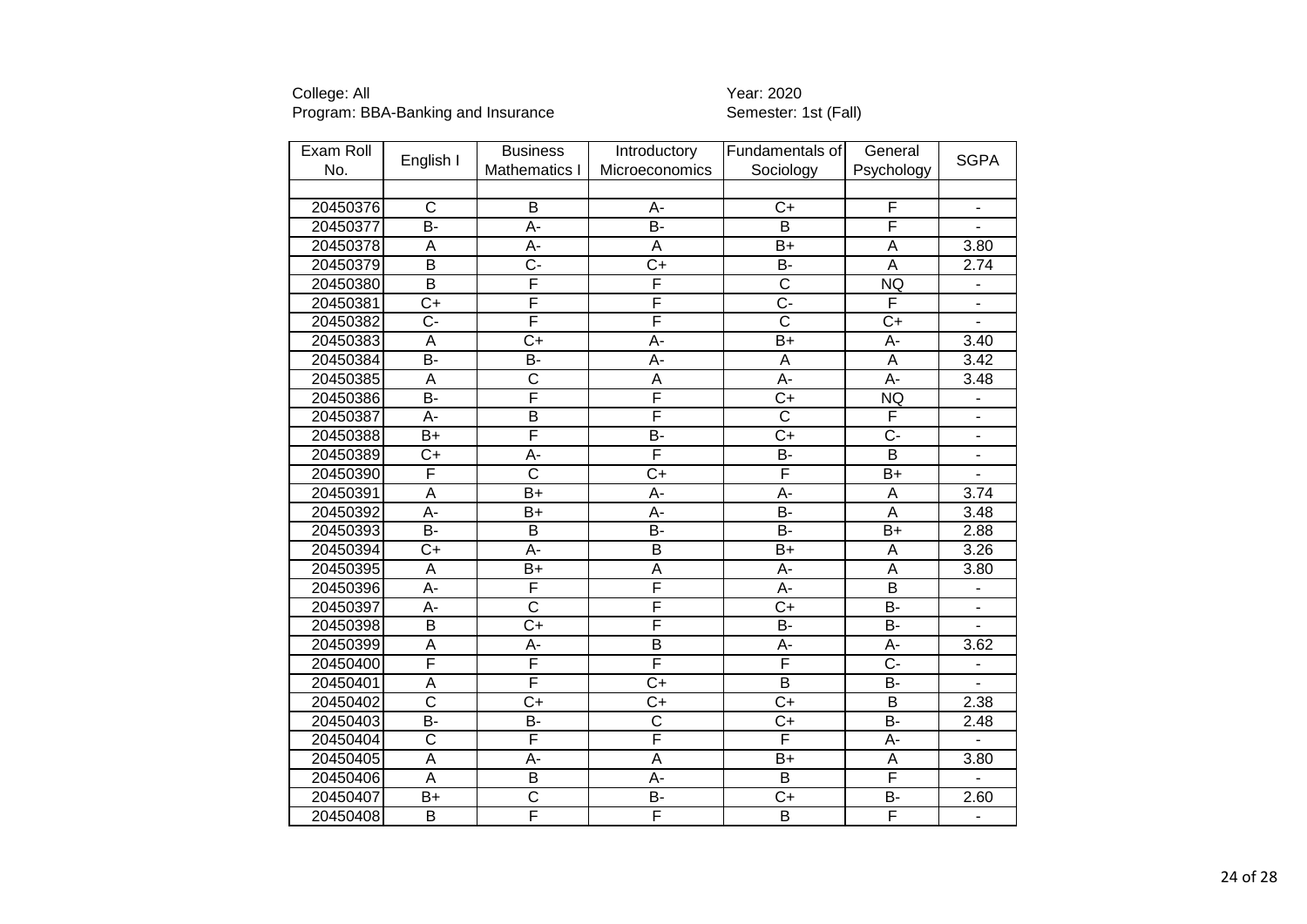College: All
Program: BBA-Banking and Insurance

Year: 2020
Semester: 1st (Fall)

| Exam Roll No. | English I | Business Mathematics I | Introductory Microeconomics | Fundamentals of Sociology | General Psychology | SGPA |
|---|---|---|---|---|---|---|
| | | | | | | |
| 20450376 | C | B | A- | C+ | F | - |
| 20450377 | B- | A- | B- | B | F | - |
| 20450378 | A | A- | A | B+ | A | 3.80 |
| 20450379 | B | C- | C+ | B- | A | 2.74 |
| 20450380 | B | F | F | C | NQ | - |
| 20450381 | C+ | F | F | C- | F | - |
| 20450382 | C- | F | F | C | C+ | - |
| 20450383 | A | C+ | A- | B+ | A- | 3.40 |
| 20450384 | B- | B- | A- | A | A | 3.42 |
| 20450385 | A | C | A | A- | A- | 3.48 |
| 20450386 | B- | F | F | C+ | NQ | - |
| 20450387 | A- | B | F | C | F | - |
| 20450388 | B+ | F | B- | C+ | C- | - |
| 20450389 | C+ | A- | F | B- | B | - |
| 20450390 | F | C | C+ | F | B+ | - |
| 20450391 | A | B+ | A- | A- | A | 3.74 |
| 20450392 | A- | B+ | A- | B- | A | 3.48 |
| 20450393 | B- | B | B- | B- | B+ | 2.88 |
| 20450394 | C+ | A- | B | B+ | A | 3.26 |
| 20450395 | A | B+ | A | A- | A | 3.80 |
| 20450396 | A- | F | F | A- | B | - |
| 20450397 | A- | C | F | C+ | B- | - |
| 20450398 | B | C+ | F | B- | B- | - |
| 20450399 | A | A- | B | A- | A- | 3.62 |
| 20450400 | F | F | F | F | C- | - |
| 20450401 | A | F | C+ | B | B- | - |
| 20450402 | C | C+ | C+ | C+ | B | 2.38 |
| 20450403 | B- | B- | C | C+ | B- | 2.48 |
| 20450404 | C | F | F | F | A- | - |
| 20450405 | A | A- | A | B+ | A | 3.80 |
| 20450406 | A | B | A- | B | F | - |
| 20450407 | B+ | C | B- | C+ | B- | 2.60 |
| 20450408 | B | F | F | B | F | - |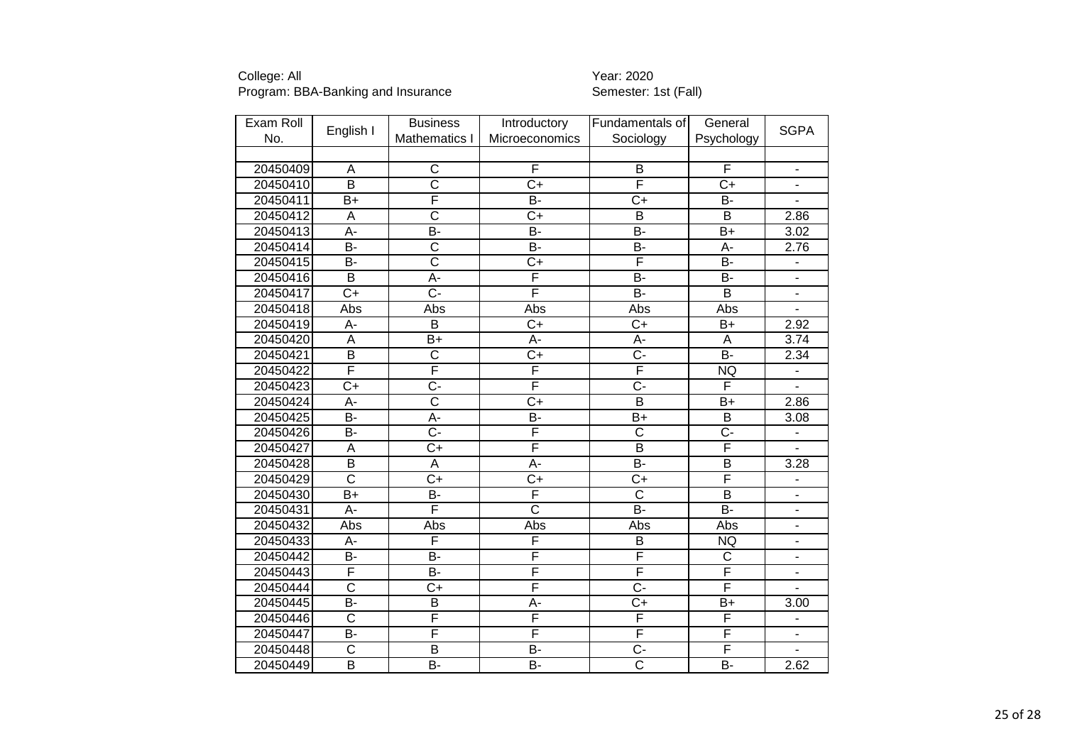College: All
Program: BBA-Banking and Insurance

Year: 2020
Semester: 1st (Fall)

| Exam Roll No. | English I | Business Mathematics I | Introductory Microeconomics | Fundamentals of Sociology | General Psychology | SGPA |
|---|---|---|---|---|---|---|
| | | | | | | |
| 20450409 | A | C | F | B | F | - |
| 20450410 | B | C | C+ | F | C+ | - |
| 20450411 | B+ | F | B- | C+ | B- | - |
| 20450412 | A | C | C+ | B | B | 2.86 |
| 20450413 | A- | B- | B- | B- | B+ | 3.02 |
| 20450414 | B- | C | B- | B- | A- | 2.76 |
| 20450415 | B- | C | C+ | F | B- | - |
| 20450416 | B | A- | F | B- | B- | - |
| 20450417 | C+ | C- | F | B- | B | - |
| 20450418 | Abs | Abs | Abs | Abs | Abs | - |
| 20450419 | A- | B | C+ | C+ | B+ | 2.92 |
| 20450420 | A | B+ | A- | A- | A | 3.74 |
| 20450421 | B | C | C+ | C- | B- | 2.34 |
| 20450422 | F | F | F | F | NQ | - |
| 20450423 | C+ | C- | F | C- | F | - |
| 20450424 | A- | C | C+ | B | B+ | 2.86 |
| 20450425 | B- | A- | B- | B+ | B | 3.08 |
| 20450426 | B- | C- | F | C | C- | - |
| 20450427 | A | C+ | F | B | F | - |
| 20450428 | B | A | A- | B- | B | 3.28 |
| 20450429 | C | C+ | C+ | C+ | F | - |
| 20450430 | B+ | B- | F | C | B | - |
| 20450431 | A- | F | C | B- | B- | - |
| 20450432 | Abs | Abs | Abs | Abs | Abs | - |
| 20450433 | A- | F | F | B | NQ | - |
| 20450442 | B- | B- | F | F | C | - |
| 20450443 | F | B- | F | F | F | - |
| 20450444 | C | C+ | F | C- | F | - |
| 20450445 | B- | B | A- | C+ | B+ | 3.00 |
| 20450446 | C | F | F | F | F | - |
| 20450447 | B- | F | F | F | F | - |
| 20450448 | C | B | B- | C- | F | - |
| 20450449 | B | B- | B- | C | B- | 2.62 |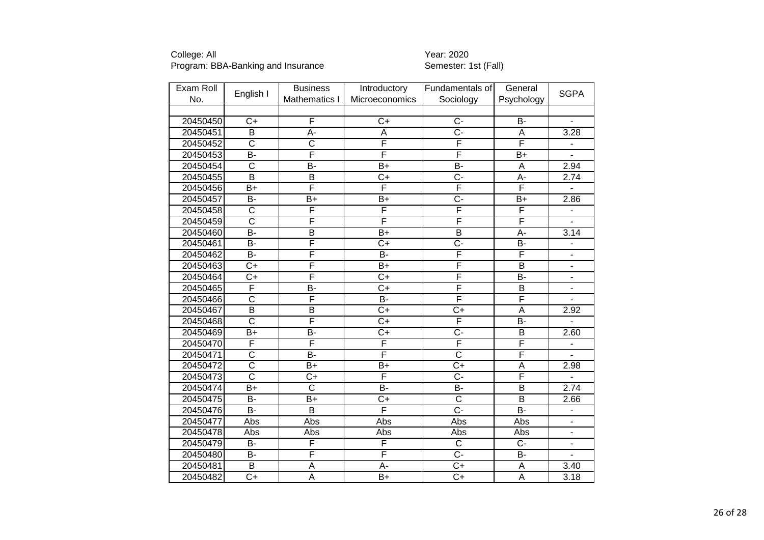College: All
Program: BBA-Banking and Insurance

Year: 2020
Semester: 1st (Fall)

| Exam Roll No. | English I | Business Mathematics I | Introductory Microeconomics | Fundamentals of Sociology | General Psychology | SGPA |
|---|---|---|---|---|---|---|
| | | | | | | |
| 20450450 | C+ | F | C+ | C- | B- | - |
| 20450451 | B | A- | A | C- | A | 3.28 |
| 20450452 | C | C | F | F | F | - |
| 20450453 | B- | F | F | F | B+ | - |
| 20450454 | C | B- | B+ | B- | A | 2.94 |
| 20450455 | B | B | C+ | C- | A- | 2.74 |
| 20450456 | B+ | F | F | F | F | - |
| 20450457 | B- | B+ | B+ | C- | B+ | 2.86 |
| 20450458 | C | F | F | F | F | - |
| 20450459 | C | F | F | F | F | - |
| 20450460 | B- | B | B+ | B | A- | 3.14 |
| 20450461 | B- | F | C+ | C- | B- | - |
| 20450462 | B- | F | B- | F | F | - |
| 20450463 | C+ | F | B+ | F | B | - |
| 20450464 | C+ | F | C+ | F | B- | - |
| 20450465 | F | B- | C+ | F | B | - |
| 20450466 | C | F | B- | F | F | - |
| 20450467 | B | B | C+ | C+ | A | 2.92 |
| 20450468 | C | F | C+ | F | B- | - |
| 20450469 | B+ | B- | C+ | C- | B | 2.60 |
| 20450470 | F | F | F | F | F | - |
| 20450471 | C | B- | F | C | F | - |
| 20450472 | C | B+ | B+ | C+ | A | 2.98 |
| 20450473 | C | C+ | F | C- | F | - |
| 20450474 | B+ | C | B- | B- | B | 2.74 |
| 20450475 | B- | B+ | C+ | C | B | 2.66 |
| 20450476 | B- | B | F | C- | B- | - |
| 20450477 | Abs | Abs | Abs | Abs | Abs | - |
| 20450478 | Abs | Abs | Abs | Abs | Abs | - |
| 20450479 | B- | F | F | C | C- | - |
| 20450480 | B- | F | F | C- | B- | - |
| 20450481 | B | A | A- | C+ | A | 3.40 |
| 20450482 | C+ | A | B+ | C+ | A | 3.18 |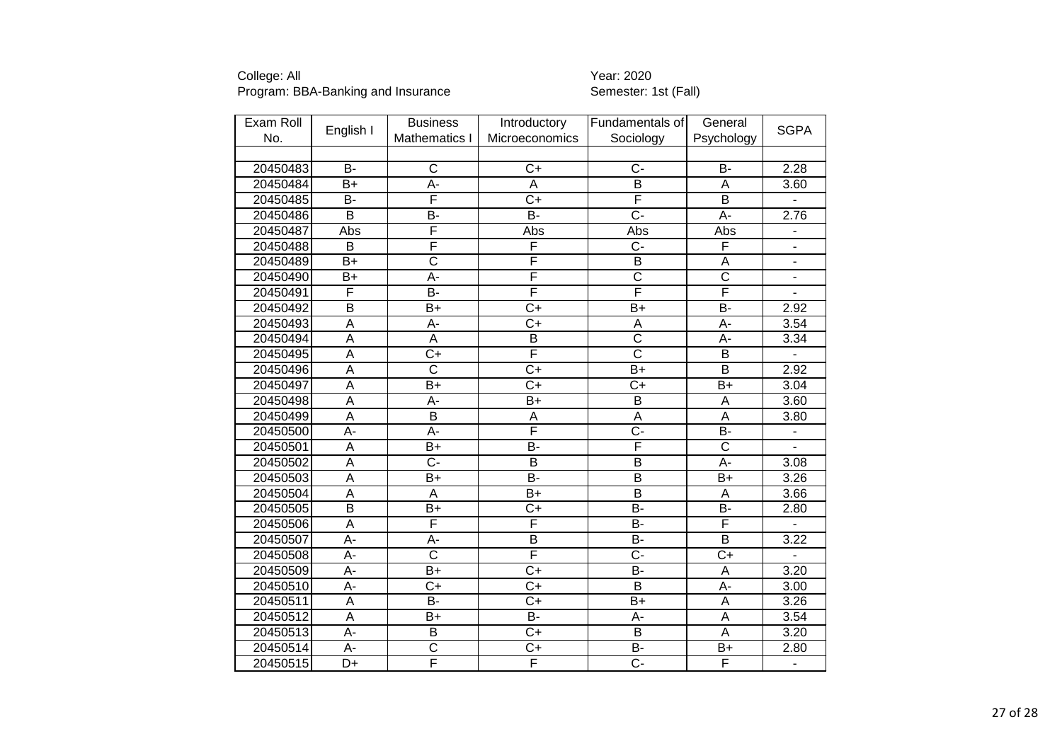College: All
Program: BBA-Banking and Insurance

Year: 2020
Semester: 1st (Fall)

| Exam Roll No. | English I | Business Mathematics I | Introductory Microeconomics | Fundamentals of Sociology | General Psychology | SGPA |
|---|---|---|---|---|---|---|
| | | | | | | |
| 20450483 | B- | C | C+ | C- | B- | 2.28 |
| 20450484 | B+ | A- | A | B | A | 3.60 |
| 20450485 | B- | F | C+ | F | B | - |
| 20450486 | B | B- | B- | C- | A- | 2.76 |
| 20450487 | Abs | F | Abs | Abs | Abs | - |
| 20450488 | B | F | F | C- | F | - |
| 20450489 | B+ | C | F | B | A | - |
| 20450490 | B+ | A- | F | C | C | - |
| 20450491 | F | B- | F | F | F | - |
| 20450492 | B | B+ | C+ | B+ | B- | 2.92 |
| 20450493 | A | A- | C+ | A | A- | 3.54 |
| 20450494 | A | A | B | C | A- | 3.34 |
| 20450495 | A | C+ | F | C | B | - |
| 20450496 | A | C | C+ | B+ | B | 2.92 |
| 20450497 | A | B+ | C+ | C+ | B+ | 3.04 |
| 20450498 | A | A- | B+ | B | A | 3.60 |
| 20450499 | A | B | A | A | A | 3.80 |
| 20450500 | A- | A- | F | C- | B- | - |
| 20450501 | A | B+ | B- | F | C | - |
| 20450502 | A | C- | B | B | A- | 3.08 |
| 20450503 | A | B+ | B- | B | B+ | 3.26 |
| 20450504 | A | A | B+ | B | A | 3.66 |
| 20450505 | B | B+ | C+ | B- | B- | 2.80 |
| 20450506 | A | F | F | B- | F | - |
| 20450507 | A- | A- | B | B- | B | 3.22 |
| 20450508 | A- | C | F | C- | C+ | - |
| 20450509 | A- | B+ | C+ | B- | A | 3.20 |
| 20450510 | A- | C+ | C+ | B | A- | 3.00 |
| 20450511 | A | B- | C+ | B+ | A | 3.26 |
| 20450512 | A | B+ | B- | A- | A | 3.54 |
| 20450513 | A- | B | C+ | B | A | 3.20 |
| 20450514 | A- | C | C+ | B- | B+ | 2.80 |
| 20450515 | D+ | F | F | C- | F | - |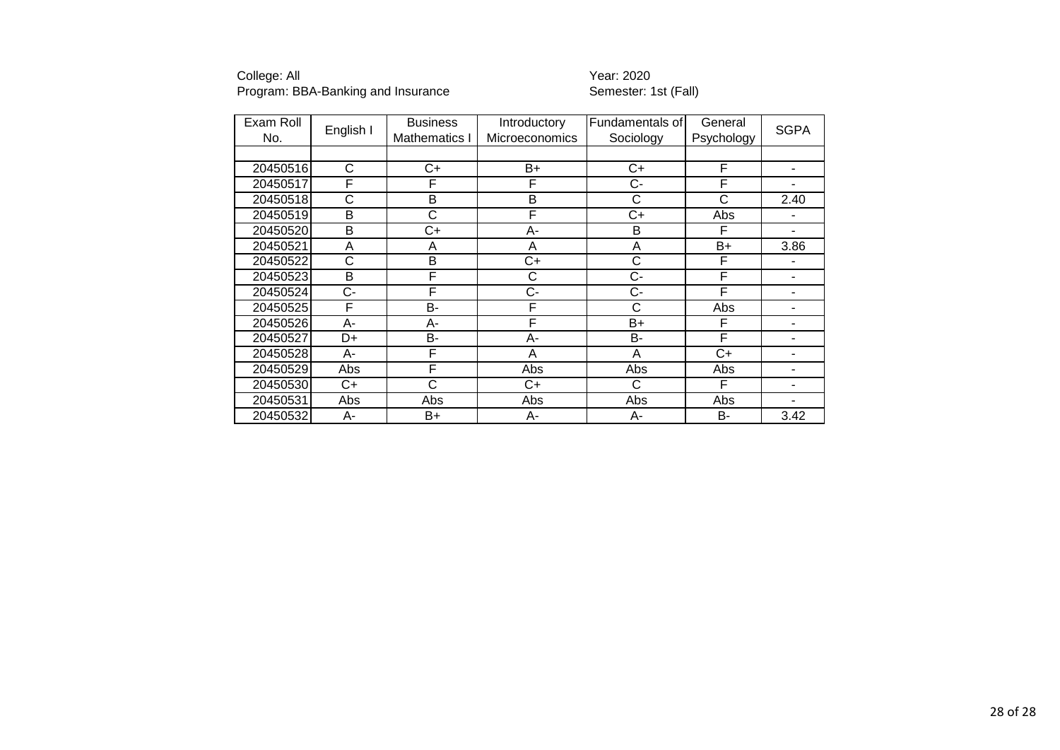College: All
Program: BBA-Banking and Insurance

Year: 2020
Semester: 1st (Fall)

| Exam Roll No. | English I | Business Mathematics I | Introductory Microeconomics | Fundamentals of Sociology | General Psychology | SGPA |
|---|---|---|---|---|---|---|
| | | | | | | |
| 20450516 | C | C+ | B+ | C+ | F | - |
| 20450517 | F | F | F | C- | F | - |
| 20450518 | C | B | B | C | C | 2.40 |
| 20450519 | B | C | F | C+ | Abs | - |
| 20450520 | B | C+ | A- | B | F | - |
| 20450521 | A | A | A | A | B+ | 3.86 |
| 20450522 | C | B | C+ | C | F | - |
| 20450523 | B | F | C | C- | F | - |
| 20450524 | C- | F | C- | C- | F | - |
| 20450525 | F | B- | F | C | Abs | - |
| 20450526 | A- | A- | F | B+ | F | - |
| 20450527 | D+ | B- | A- | B- | F | - |
| 20450528 | A- | F | A | A | C+ | - |
| 20450529 | Abs | F | Abs | Abs | Abs | - |
| 20450530 | C+ | C | C+ | C | F | - |
| 20450531 | Abs | Abs | Abs | Abs | Abs | - |
| 20450532 | A- | B+ | A- | A- | B- | 3.42 |